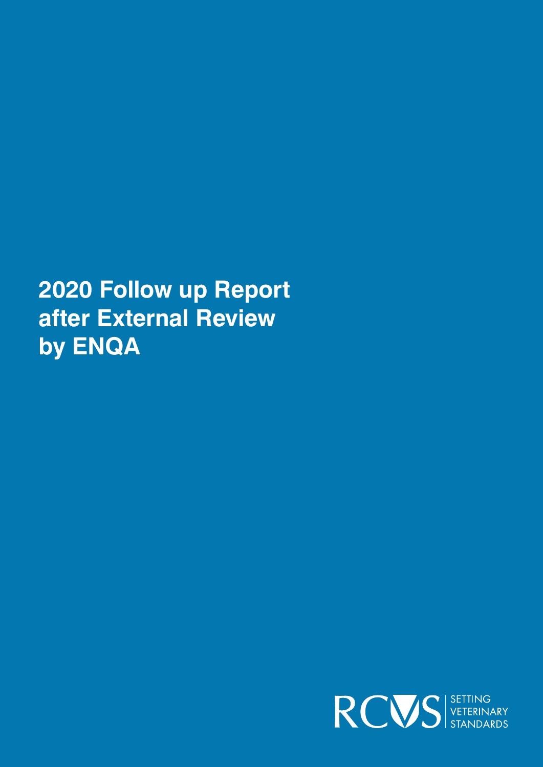# 2020 Follow up Report after External Review by ENQA

RCVS | SETTING VETERINARY STANDARDS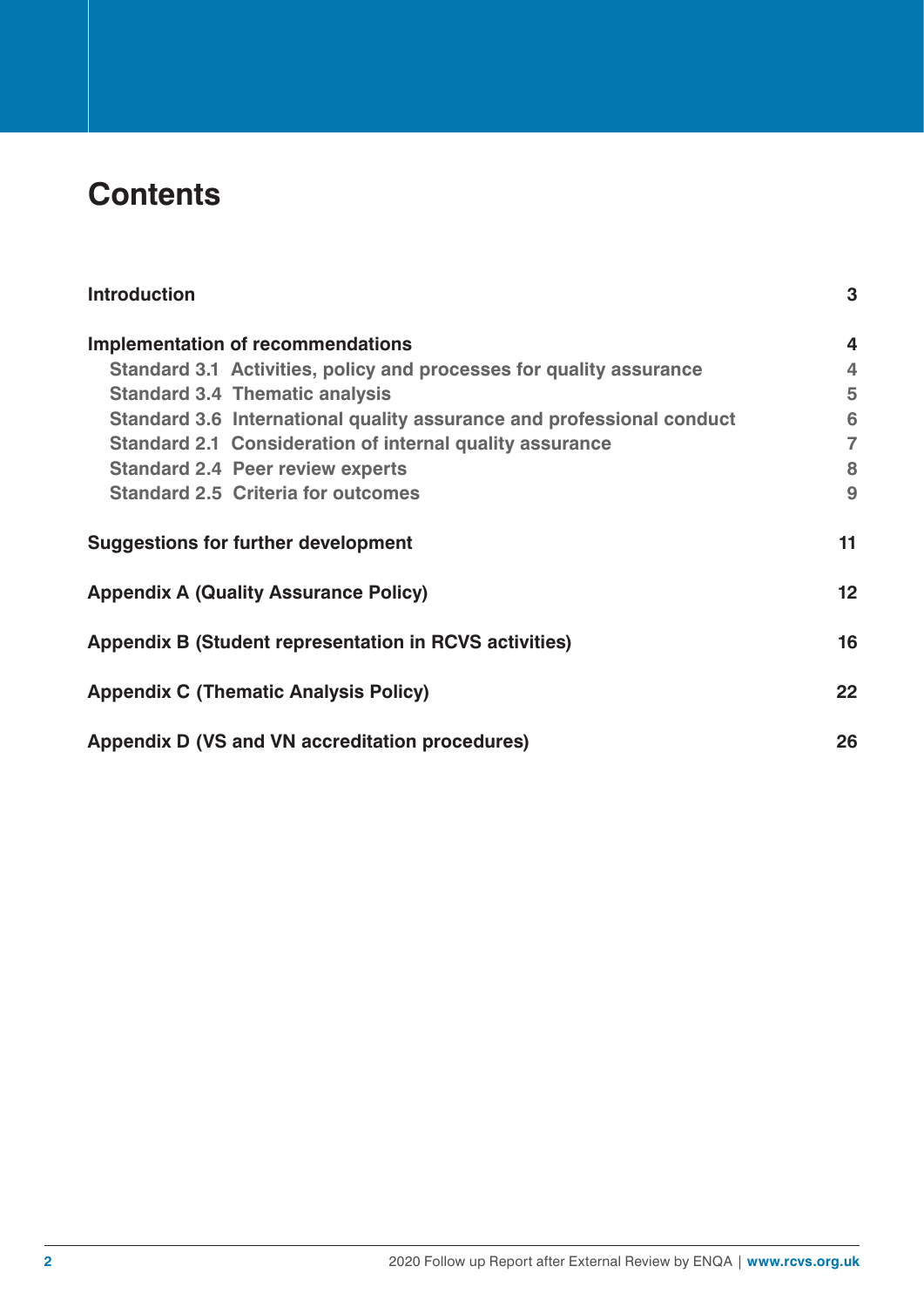# Contents

| | |
|---|---|
| **Introduction** | **3** |
| **Implementation of recommendations** | **4** |
| **Standard 3.1 Activities, policy and processes for quality assurance** | **4** |
| **Standard 3.4 Thematic analysis** | **5** |
| **Standard 3.6 International quality assurance and professional conduct** | **6** |
| **Standard 2.1 Consideration of internal quality assurance** | **7** |
| **Standard 2.4 Peer review experts** | **8** |
| **Standard 2.5 Criteria for outcomes** | **9** |
| **Suggestions for further development** | **11** |
| **Appendix A (Quality Assurance Policy)** | **12** |
| **Appendix B (Student representation in RCVS activities)** | **16** |
| **Appendix C (Thematic Analysis Policy)** | **22** |
| **Appendix D (VS and VN accreditation procedures)** | **26** |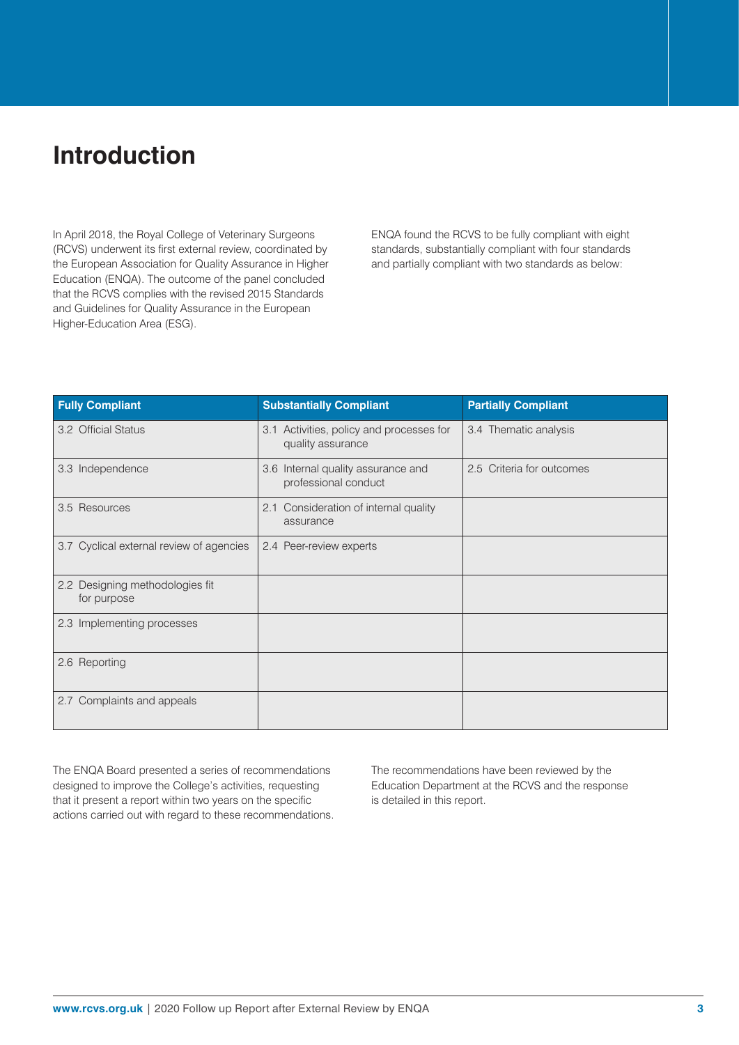# Introduction

In April 2018, the Royal College of Veterinary Surgeons (RCVS) underwent its first external review, coordinated by the European Association for Quality Assurance in Higher Education (ENQA). The outcome of the panel concluded that the RCVS complies with the revised 2015 Standards and Guidelines for Quality Assurance in the European Higher-Education Area (ESG).

ENQA found the RCVS to be fully compliant with eight standards, substantially compliant with four standards and partially compliant with two standards as below:

| Fully Compliant | Substantially Compliant | Partially Compliant |
|---|---|---|
| 3.2 Official Status | 3.1 Activities, policy and processes for quality assurance | 3.4 Thematic analysis |
| 3.3 Independence | 3.6 Internal quality assurance and professional conduct | 2.5 Criteria for outcomes |
| 3.5 Resources | 2.1 Consideration of internal quality assurance | |
| 3.7 Cyclical external review of agencies | 2.4 Peer-review experts | |
| 2.2 Designing methodologies fit for purpose | | |
| 2.3 Implementing processes | | |
| 2.6 Reporting | | |
| 2.7 Complaints and appeals | | |

The ENQA Board presented a series of recommendations designed to improve the College's activities, requesting that it present a report within two years on the specific actions carried out with regard to these recommendations.

The recommendations have been reviewed by the Education Department at the RCVS and the response is detailed in this report.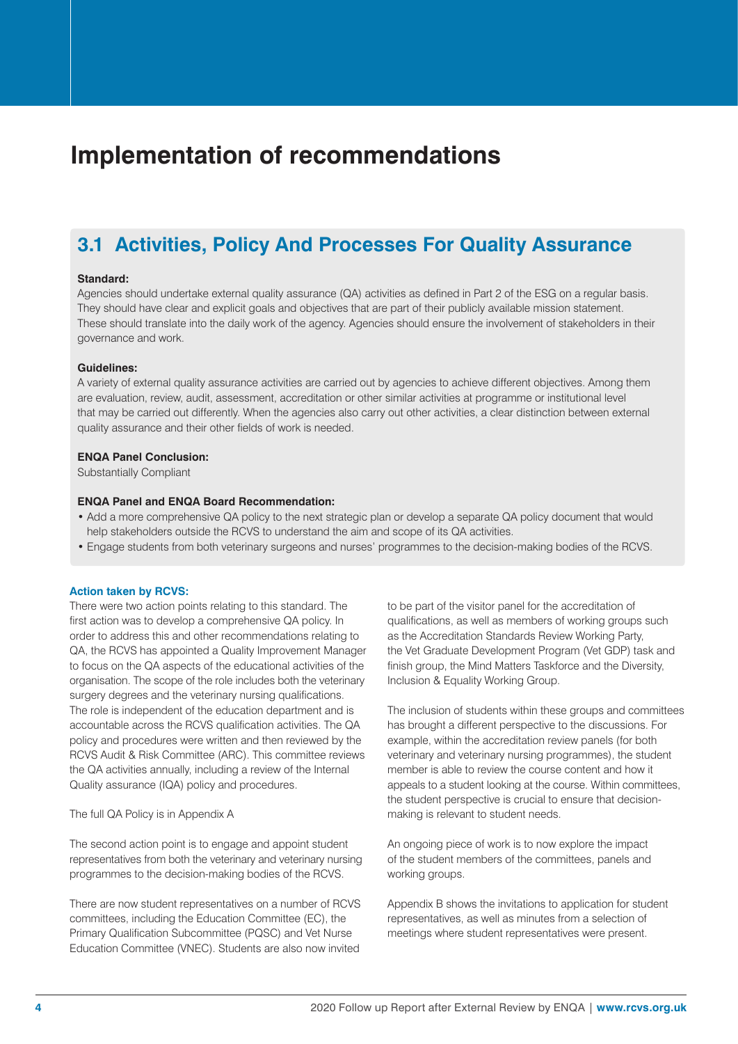# Implementation of recommendations

## 3.1 Activities, Policy And Processes For Quality Assurance

**Standard:**
Agencies should undertake external quality assurance (QA) activities as defined in Part 2 of the ESG on a regular basis. They should have clear and explicit goals and objectives that are part of their publicly available mission statement. These should translate into the daily work of the agency. Agencies should ensure the involvement of stakeholders in their governance and work.

**Guidelines:**
A variety of external quality assurance activities are carried out by agencies to achieve different objectives. Among them are evaluation, review, audit, assessment, accreditation or other similar activities at programme or institutional level that may be carried out differently. When the agencies also carry out other activities, a clear distinction between external quality assurance and their other fields of work is needed.

**ENQA Panel Conclusion:**
Substantially Compliant

**ENQA Panel and ENQA Board Recommendation:**

- Add a more comprehensive QA policy to the next strategic plan or develop a separate QA policy document that would help stakeholders outside the RCVS to understand the aim and scope of its QA activities.
- Engage students from both veterinary surgeons and nurses' programmes to the decision-making bodies of the RCVS.

**Action taken by RCVS:**

There were two action points relating to this standard. The first action was to develop a comprehensive QA policy. In order to address this and other recommendations relating to QA, the RCVS has appointed a Quality Improvement Manager to focus on the QA aspects of the educational activities of the organisation. The scope of the role includes both the veterinary surgery degrees and the veterinary nursing qualifications. The role is independent of the education department and is accountable across the RCVS qualification activities. The QA policy and procedures were written and then reviewed by the RCVS Audit & Risk Committee (ARC). This committee reviews the QA activities annually, including a review of the Internal Quality assurance (IQA) policy and procedures.

The full QA Policy is in Appendix A

The second action point is to engage and appoint student representatives from both the veterinary and veterinary nursing programmes to the decision-making bodies of the RCVS.

There are now student representatives on a number of RCVS committees, including the Education Committee (EC), the Primary Qualification Subcommittee (PQSC) and Vet Nurse Education Committee (VNEC). Students are also now invited to be part of the visitor panel for the accreditation of qualifications, as well as members of working groups such as the Accreditation Standards Review Working Party, the Vet Graduate Development Program (Vet GDP) task and finish group, the Mind Matters Taskforce and the Diversity, Inclusion & Equality Working Group.

The inclusion of students within these groups and committees has brought a different perspective to the discussions. For example, within the accreditation review panels (for both veterinary and veterinary nursing programmes), the student member is able to review the course content and how it appeals to a student looking at the course. Within committees, the student perspective is crucial to ensure that decision-making is relevant to student needs.

An ongoing piece of work is to now explore the impact of the student members of the committees, panels and working groups.

Appendix B shows the invitations to application for student representatives, as well as minutes from a selection of meetings where student representatives were present.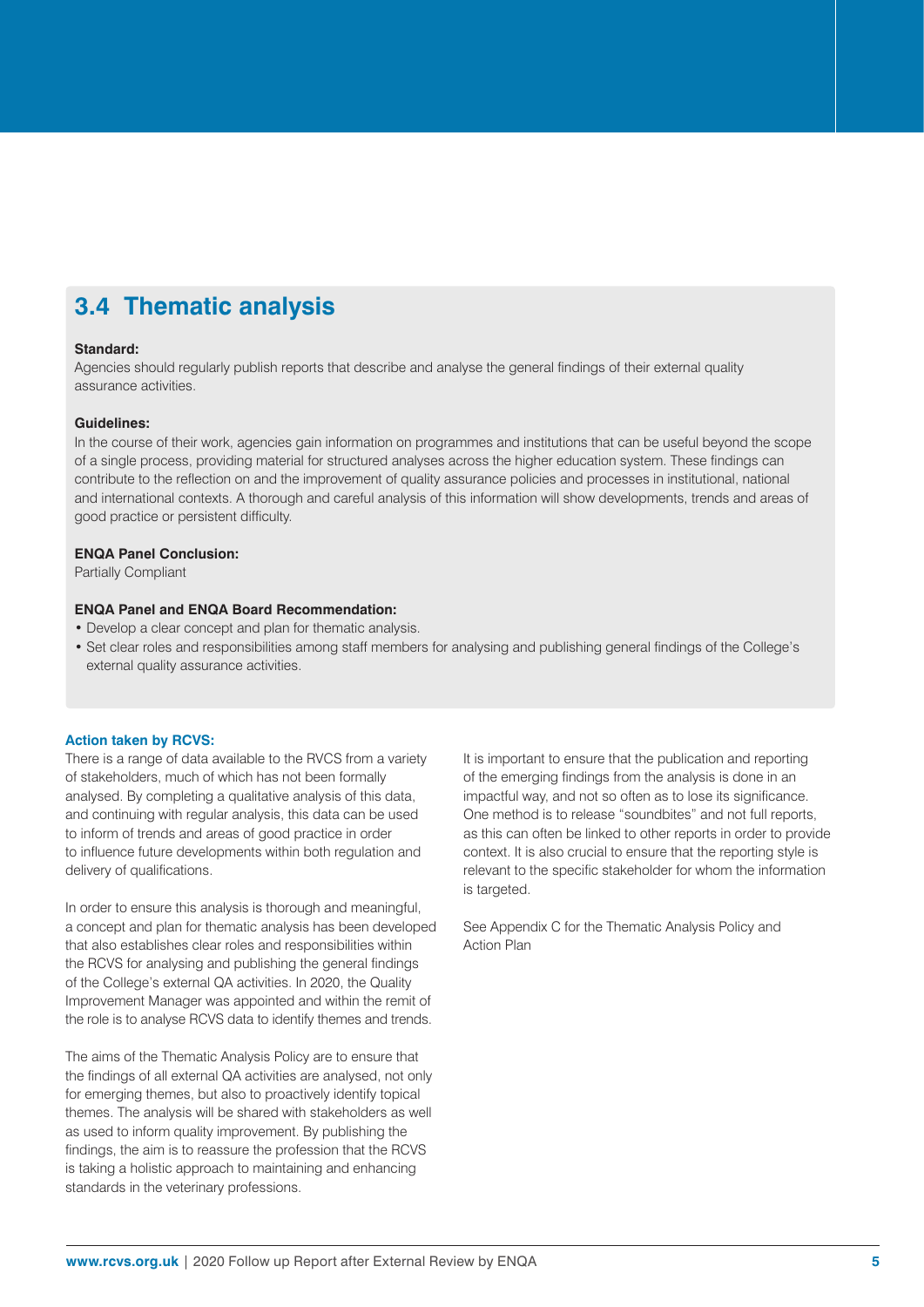## 3.4 Thematic analysis

**Standard:**
Agencies should regularly publish reports that describe and analyse the general findings of their external quality assurance activities.

**Guidelines:**
In the course of their work, agencies gain information on programmes and institutions that can be useful beyond the scope of a single process, providing material for structured analyses across the higher education system. These findings can contribute to the reflection on and the improvement of quality assurance policies and processes in institutional, national and international contexts. A thorough and careful analysis of this information will show developments, trends and areas of good practice or persistent difficulty.

**ENQA Panel Conclusion:**
Partially Compliant

**ENQA Panel and ENQA Board Recommendation:**

- Develop a clear concept and plan for thematic analysis.
- Set clear roles and responsibilities among staff members for analysing and publishing general findings of the College's external quality assurance activities.

**Action taken by RCVS:**
There is a range of data available to the RVCS from a variety of stakeholders, much of which has not been formally analysed. By completing a qualitative analysis of this data, and continuing with regular analysis, this data can be used to inform of trends and areas of good practice in order to influence future developments within both regulation and delivery of qualifications.

In order to ensure this analysis is thorough and meaningful, a concept and plan for thematic analysis has been developed that also establishes clear roles and responsibilities within the RCVS for analysing and publishing the general findings of the College's external QA activities. In 2020, the Quality Improvement Manager was appointed and within the remit of the role is to analyse RCVS data to identify themes and trends.

The aims of the Thematic Analysis Policy are to ensure that the findings of all external QA activities are analysed, not only for emerging themes, but also to proactively identify topical themes. The analysis will be shared with stakeholders as well as used to inform quality improvement. By publishing the findings, the aim is to reassure the profession that the RCVS is taking a holistic approach to maintaining and enhancing standards in the veterinary professions.

It is important to ensure that the publication and reporting of the emerging findings from the analysis is done in an impactful way, and not so often as to lose its significance. One method is to release "soundbites" and not full reports, as this can often be linked to other reports in order to provide context. It is also crucial to ensure that the reporting style is relevant to the specific stakeholder for whom the information is targeted.

See Appendix C for the Thematic Analysis Policy and Action Plan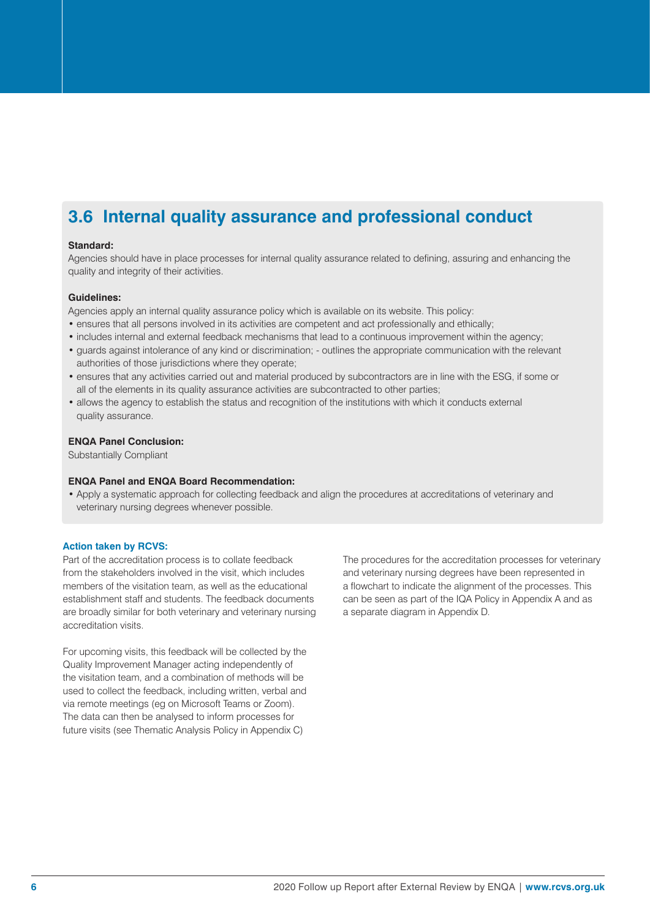## 3.6 Internal quality assurance and professional conduct

**Standard:**
Agencies should have in place processes for internal quality assurance related to defining, assuring and enhancing the quality and integrity of their activities.

**Guidelines:**
Agencies apply an internal quality assurance policy which is available on its website. This policy:

- ensures that all persons involved in its activities are competent and act professionally and ethically;
- includes internal and external feedback mechanisms that lead to a continuous improvement within the agency;
- guards against intolerance of any kind or discrimination; - outlines the appropriate communication with the relevant authorities of those jurisdictions where they operate;
- ensures that any activities carried out and material produced by subcontractors are in line with the ESG, if some or all of the elements in its quality assurance activities are subcontracted to other parties;
- allows the agency to establish the status and recognition of the institutions with which it conducts external quality assurance.

**ENQA Panel Conclusion:**
Substantially Compliant

**ENQA Panel and ENQA Board Recommendation:**

- Apply a systematic approach for collecting feedback and align the procedures at accreditations of veterinary and veterinary nursing degrees whenever possible.

**Action taken by RCVS:**

Part of the accreditation process is to collate feedback from the stakeholders involved in the visit, which includes members of the visitation team, as well as the educational establishment staff and students. The feedback documents are broadly similar for both veterinary and veterinary nursing accreditation visits.

For upcoming visits, this feedback will be collected by the Quality Improvement Manager acting independently of the visitation team, and a combination of methods will be used to collect the feedback, including written, verbal and via remote meetings (eg on Microsoft Teams or Zoom). The data can then be analysed to inform processes for future visits (see Thematic Analysis Policy in Appendix C)

The procedures for the accreditation processes for veterinary and veterinary nursing degrees have been represented in a flowchart to indicate the alignment of the processes. This can be seen as part of the IQA Policy in Appendix A and as a separate diagram in Appendix D.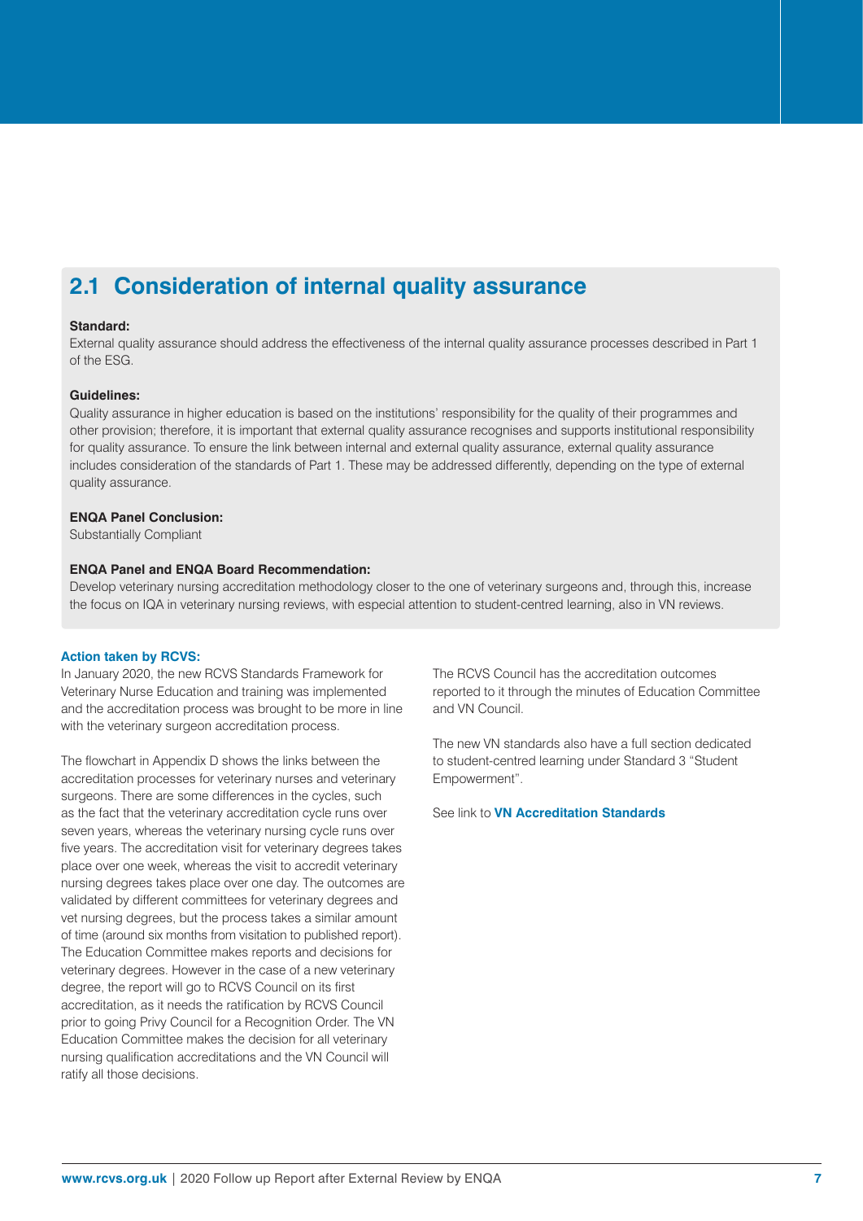## 2.1 Consideration of internal quality assurance

**Standard:**
External quality assurance should address the effectiveness of the internal quality assurance processes described in Part 1 of the ESG.

**Guidelines:**
Quality assurance in higher education is based on the institutions' responsibility for the quality of their programmes and other provision; therefore, it is important that external quality assurance recognises and supports institutional responsibility for quality assurance. To ensure the link between internal and external quality assurance, external quality assurance includes consideration of the standards of Part 1. These may be addressed differently, depending on the type of external quality assurance.

**ENQA Panel Conclusion:**
Substantially Compliant

**ENQA Panel and ENQA Board Recommendation:**
Develop veterinary nursing accreditation methodology closer to the one of veterinary surgeons and, through this, increase the focus on IQA in veterinary nursing reviews, with especial attention to student-centred learning, also in VN reviews.

**Action taken by RCVS:**

In January 2020, the new RCVS Standards Framework for Veterinary Nurse Education and training was implemented and the accreditation process was brought to be more in line with the veterinary surgeon accreditation process.

The flowchart in Appendix D shows the links between the accreditation processes for veterinary nurses and veterinary surgeons. There are some differences in the cycles, such as the fact that the veterinary accreditation cycle runs over seven years, whereas the veterinary nursing cycle runs over five years. The accreditation visit for veterinary degrees takes place over one week, whereas the visit to accredit veterinary nursing degrees takes place over one day. The outcomes are validated by different committees for veterinary degrees and vet nursing degrees, but the process takes a similar amount of time (around six months from visitation to published report). The Education Committee makes reports and decisions for veterinary degrees. However in the case of a new veterinary degree, the report will go to RCVS Council on its first accreditation, as it needs the ratification by RCVS Council prior to going Privy Council for a Recognition Order. The VN Education Committee makes the decision for all veterinary nursing qualification accreditations and the VN Council will ratify all those decisions.

The RCVS Council has the accreditation outcomes reported to it through the minutes of Education Committee and VN Council.

The new VN standards also have a full section dedicated to student-centred learning under Standard 3 "Student Empowerment".

See link to **VN Accreditation Standards**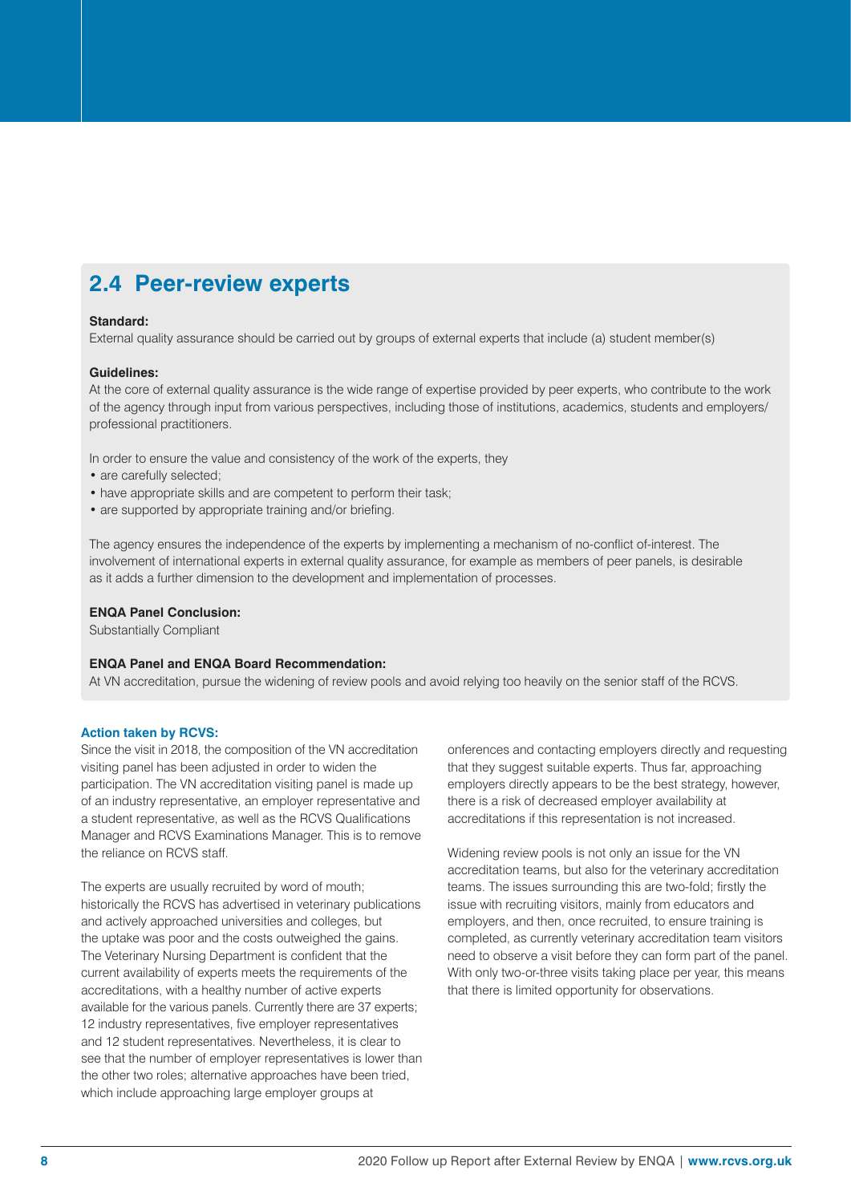## 2.4 Peer-review experts

**Standard:**

External quality assurance should be carried out by groups of external experts that include (a) student member(s)

**Guidelines:**

At the core of external quality assurance is the wide range of expertise provided by peer experts, who contribute to the work of the agency through input from various perspectives, including those of institutions, academics, students and employers/ professional practitioners.

In order to ensure the value and consistency of the work of the experts, they

- are carefully selected;
- have appropriate skills and are competent to perform their task;
- are supported by appropriate training and/or briefing.

The agency ensures the independence of the experts by implementing a mechanism of no-conflict-of-interest. The involvement of international experts in external quality assurance, for example as members of peer panels, is desirable as it adds a further dimension to the development and implementation of processes.

**ENQA Panel Conclusion:**

Substantially Compliant

**ENQA Panel and ENQA Board Recommendation:**

At VN accreditation, pursue the widening of review pools and avoid relying too heavily on the senior staff of the RCVS.

**Action taken by RCVS:**

Since the visit in 2018, the composition of the VN accreditation visiting panel has been adjusted in order to widen the participation. The VN accreditation visiting panel is made up of an industry representative, an employer representative and a student representative, as well as the RCVS Qualifications Manager and RCVS Examinations Manager. This is to remove the reliance on RCVS staff.

The experts are usually recruited by word of mouth; historically the RCVS has advertised in veterinary publications and actively approached universities and colleges, but the uptake was poor and the costs outweighed the gains. The Veterinary Nursing Department is confident that the current availability of experts meets the requirements of the accreditations, with a healthy number of active experts available for the various panels. Currently there are 37 experts; 12 industry representatives, five employer representatives and 12 student representatives. Nevertheless, it is clear to see that the number of employer representatives is lower than the other two roles; alternative approaches have been tried, which include approaching large employer groups at onferences and contacting employers directly and requesting that they suggest suitable experts. Thus far, approaching employers directly appears to be the best strategy, however, there is a risk of decreased employer availability at accreditations if this representation is not increased.

Widening review pools is not only an issue for the VN accreditation teams, but also for the veterinary accreditation teams. The issues surrounding this are two-fold; firstly the issue with recruiting visitors, mainly from educators and employers, and then, once recruited, to ensure training is completed, as currently veterinary accreditation team visitors need to observe a visit before they can form part of the panel. With only two-or-three visits taking place per year, this means that there is limited opportunity for observations.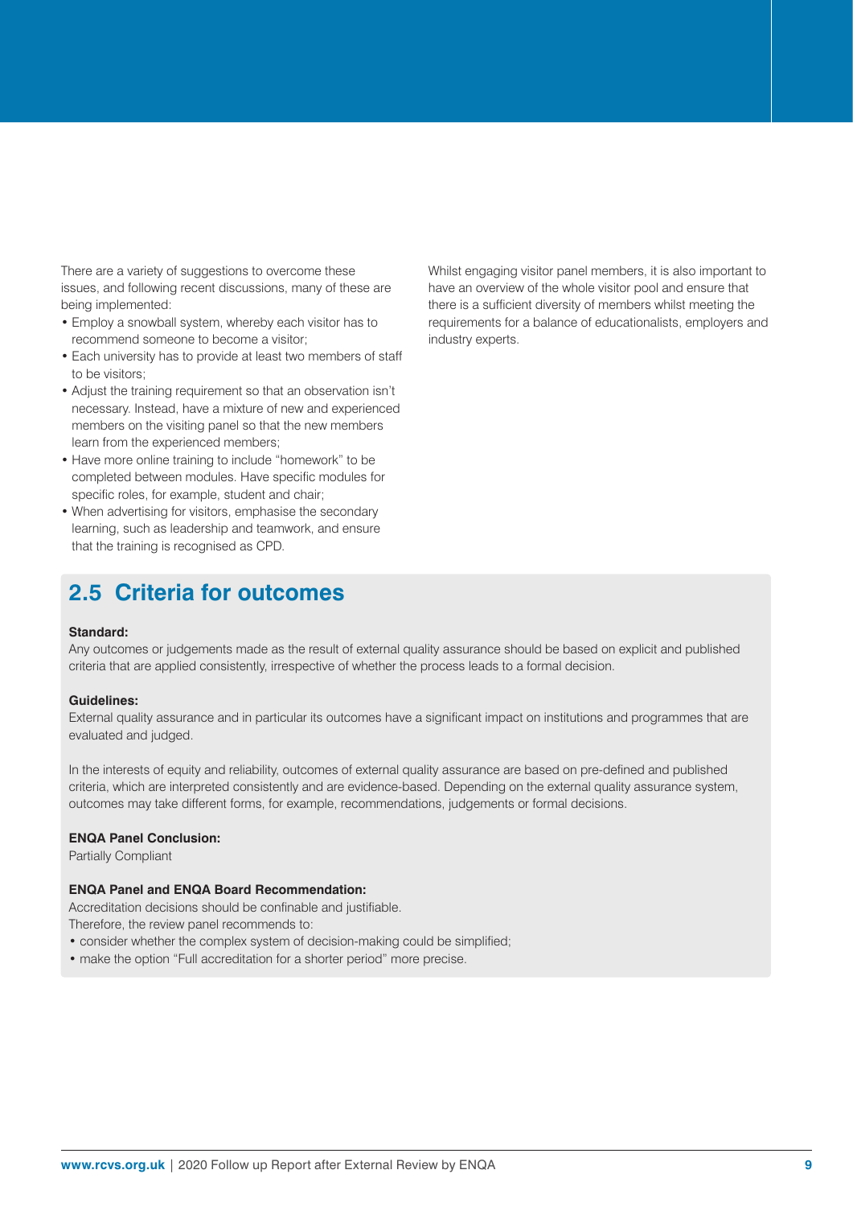There are a variety of suggestions to overcome these issues, and following recent discussions, many of these are being implemented:

- Employ a snowball system, whereby each visitor has to recommend someone to become a visitor;
- Each university has to provide at least two members of staff to be visitors;
- Adjust the training requirement so that an observation isn't necessary. Instead, have a mixture of new and experienced members on the visiting panel so that the new members learn from the experienced members;
- Have more online training to include "homework" to be completed between modules. Have specific modules for specific roles, for example, student and chair;
- When advertising for visitors, emphasise the secondary learning, such as leadership and teamwork, and ensure that the training is recognised as CPD.

Whilst engaging visitor panel members, it is also important to have an overview of the whole visitor pool and ensure that there is a sufficient diversity of members whilst meeting the requirements for a balance of educationalists, employers and industry experts.

## 2.5 Criteria for outcomes

**Standard:**

Any outcomes or judgements made as the result of external quality assurance should be based on explicit and published criteria that are applied consistently, irrespective of whether the process leads to a formal decision.

**Guidelines:**

External quality assurance and in particular its outcomes have a significant impact on institutions and programmes that are evaluated and judged.

In the interests of equity and reliability, outcomes of external quality assurance are based on pre-defined and published criteria, which are interpreted consistently and are evidence-based. Depending on the external quality assurance system, outcomes may take different forms, for example, recommendations, judgements or formal decisions.

**ENQA Panel Conclusion:**

Partially Compliant

**ENQA Panel and ENQA Board Recommendation:**

Accreditation decisions should be confinable and justifiable.

Therefore, the review panel recommends to:

- consider whether the complex system of decision-making could be simplified;
- make the option "Full accreditation for a shorter period" more precise.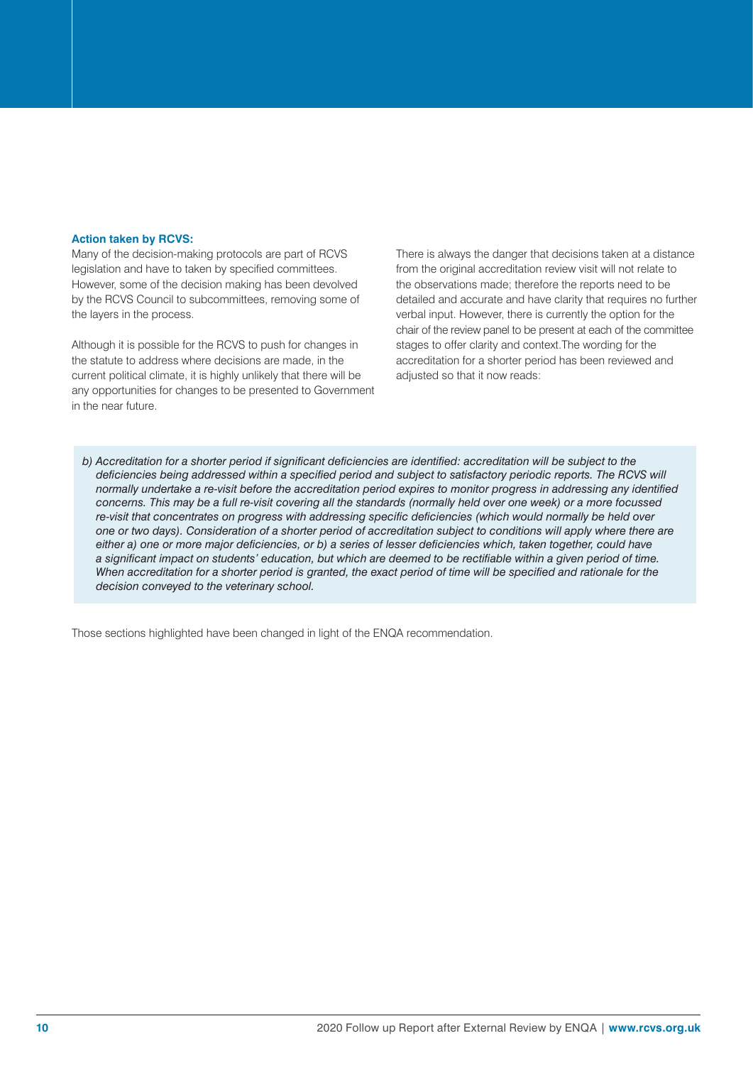**Action taken by RCVS:**

Many of the decision-making protocols are part of RCVS legislation and have to taken by specified committees. However, some of the decision making has been devolved by the RCVS Council to subcommittees, removing some of the layers in the process.

Although it is possible for the RCVS to push for changes in the statute to address where decisions are made, in the current political climate, it is highly unlikely that there will be any opportunities for changes to be presented to Government in the near future.

There is always the danger that decisions taken at a distance from the original accreditation review visit will not relate to the observations made; therefore the reports need to be detailed and accurate and have clarity that requires no further verbal input. However, there is currently the option for the chair of the review panel to be present at each of the committee stages to offer clarity and context.The wording for the accreditation for a shorter period has been reviewed and adjusted so that it now reads:

> *b) Accreditation for a shorter period if significant deficiencies are identified: accreditation will be subject to the deficiencies being addressed within a specified period and subject to satisfactory periodic reports. The RCVS will normally undertake a re-visit before the accreditation period expires to monitor progress in addressing any identified concerns. This may be a full re-visit covering all the standards (normally held over one week) or a more focussed re-visit that concentrates on progress with addressing specific deficiencies (which would normally be held over one or two days). Consideration of a shorter period of accreditation subject to conditions will apply where there are either a) one or more major deficiencies, or b) a series of lesser deficiencies which, taken together, could have a significant impact on students' education, but which are deemed to be rectifiable within a given period of time. When accreditation for a shorter period is granted, the exact period of time will be specified and rationale for the decision conveyed to the veterinary school.*

Those sections highlighted have been changed in light of the ENQA recommendation.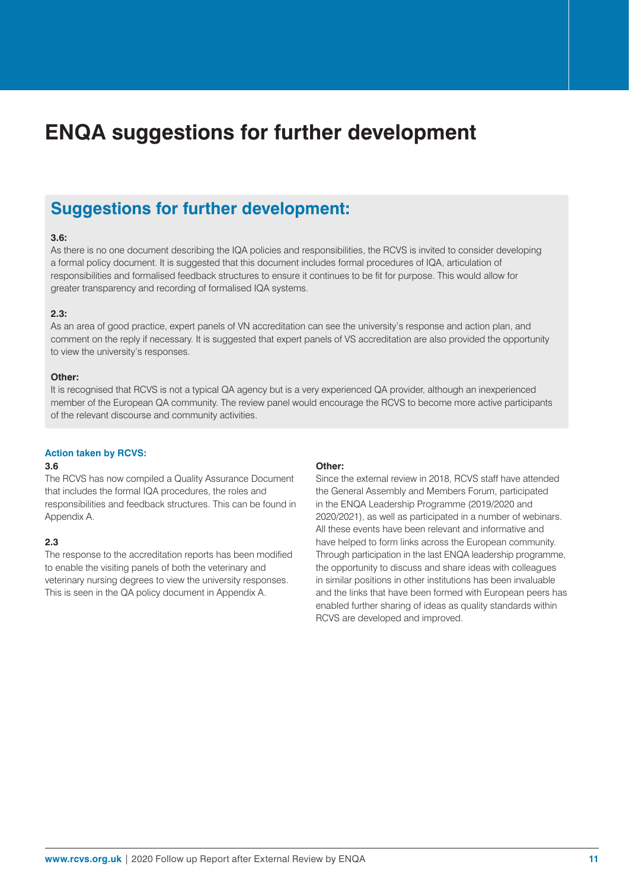# ENQA suggestions for further development

## Suggestions for further development:

**3.6:**

As there is no one document describing the IQA policies and responsibilities, the RCVS is invited to consider developing a formal policy document. It is suggested that this document includes formal procedures of IQA, articulation of responsibilities and formalised feedback structures to ensure it continues to be fit for purpose. This would allow for greater transparency and recording of formalised IQA systems.

**2.3:**

As an area of good practice, expert panels of VN accreditation can see the university's response and action plan, and comment on the reply if necessary. It is suggested that expert panels of VS accreditation are also provided the opportunity to view the university's responses.

**Other:**

It is recognised that RCVS is not a typical QA agency but is a very experienced QA provider, although an inexperienced member of the European QA community. The review panel would encourage the RCVS to become more active participants of the relevant discourse and community activities.

### Action taken by RCVS:

**3.6**

The RCVS has now compiled a Quality Assurance Document that includes the formal IQA procedures, the roles and responsibilities and feedback structures. This can be found in Appendix A.

**2.3**

The response to the accreditation reports has been modified to enable the visiting panels of both the veterinary and veterinary nursing degrees to view the university responses. This is seen in the QA policy document in Appendix A.

**Other:**

Since the external review in 2018, RCVS staff have attended the General Assembly and Members Forum, participated in the ENQA Leadership Programme (2019/2020 and 2020/2021), as well as participated in a number of webinars. All these events have been relevant and informative and have helped to form links across the European community. Through participation in the last ENQA leadership programme, the opportunity to discuss and share ideas with colleagues in similar positions in other institutions has been invaluable and the links that have been formed with European peers has enabled further sharing of ideas as quality standards within RCVS are developed and improved.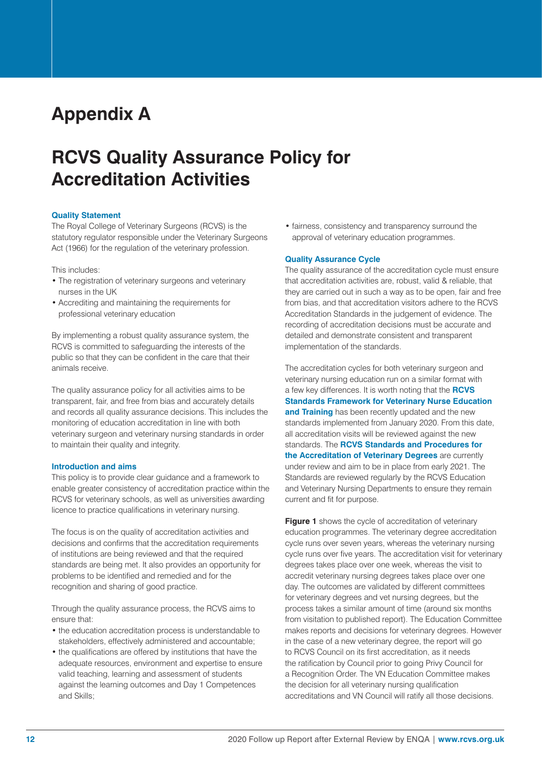# Appendix A

# RCVS Quality Assurance Policy for Accreditation Activities

### Quality Statement

The Royal College of Veterinary Surgeons (RCVS) is the statutory regulator responsible under the Veterinary Surgeons Act (1966) for the regulation of the veterinary profession.

This includes:

- The registration of veterinary surgeons and veterinary nurses in the UK
- Accrediting and maintaining the requirements for professional veterinary education

By implementing a robust quality assurance system, the RCVS is committed to safeguarding the interests of the public so that they can be confident in the care that their animals receive.

The quality assurance policy for all activities aims to be transparent, fair, and free from bias and accurately details and records all quality assurance decisions. This includes the monitoring of education accreditation in line with both veterinary surgeon and veterinary nursing standards in order to maintain their quality and integrity.

### Introduction and aims

This policy is to provide clear guidance and a framework to enable greater consistency of accreditation practice within the RCVS for veterinary schools, as well as universities awarding licence to practice qualifications in veterinary nursing.

The focus is on the quality of accreditation activities and decisions and confirms that the accreditation requirements of institutions are being reviewed and that the required standards are being met. It also provides an opportunity for problems to be identified and remedied and for the recognition and sharing of good practice.

Through the quality assurance process, the RCVS aims to ensure that:

- the education accreditation process is understandable to stakeholders, effectively administered and accountable;
- the qualifications are offered by institutions that have the adequate resources, environment and expertise to ensure valid teaching, learning and assessment of students against the learning outcomes and Day 1 Competences and Skills;
- fairness, consistency and transparency surround the approval of veterinary education programmes.

### Quality Assurance Cycle

The quality assurance of the accreditation cycle must ensure that accreditation activities are, robust, valid & reliable, that they are carried out in such a way as to be open, fair and free from bias, and that accreditation visitors adhere to the RCVS Accreditation Standards in the judgement of evidence. The recording of accreditation decisions must be accurate and detailed and demonstrate consistent and transparent implementation of the standards.

The accreditation cycles for both veterinary surgeon and veterinary nursing education run on a similar format with a few key differences. It is worth noting that the **RCVS Standards Framework for Veterinary Nurse Education and Training** has been recently updated and the new standards implemented from January 2020. From this date, all accreditation visits will be reviewed against the new standards. The **RCVS Standards and Procedures for the Accreditation of Veterinary Degrees** are currently under review and aim to be in place from early 2021. The Standards are reviewed regularly by the RCVS Education and Veterinary Nursing Departments to ensure they remain current and fit for purpose.

**Figure 1** shows the cycle of accreditation of veterinary education programmes. The veterinary degree accreditation cycle runs over seven years, whereas the veterinary nursing cycle runs over five years. The accreditation visit for veterinary degrees takes place over one week, whereas the visit to accredit veterinary nursing degrees takes place over one day. The outcomes are validated by different committees for veterinary degrees and vet nursing degrees, but the process takes a similar amount of time (around six months from visitation to published report). The Education Committee makes reports and decisions for veterinary degrees. However in the case of a new veterinary degree, the report will go to RCVS Council on its first accreditation, as it needs the ratification by Council prior to going Privy Council for a Recognition Order. The VN Education Committee makes the decision for all veterinary nursing qualification accreditations and VN Council will ratify all those decisions.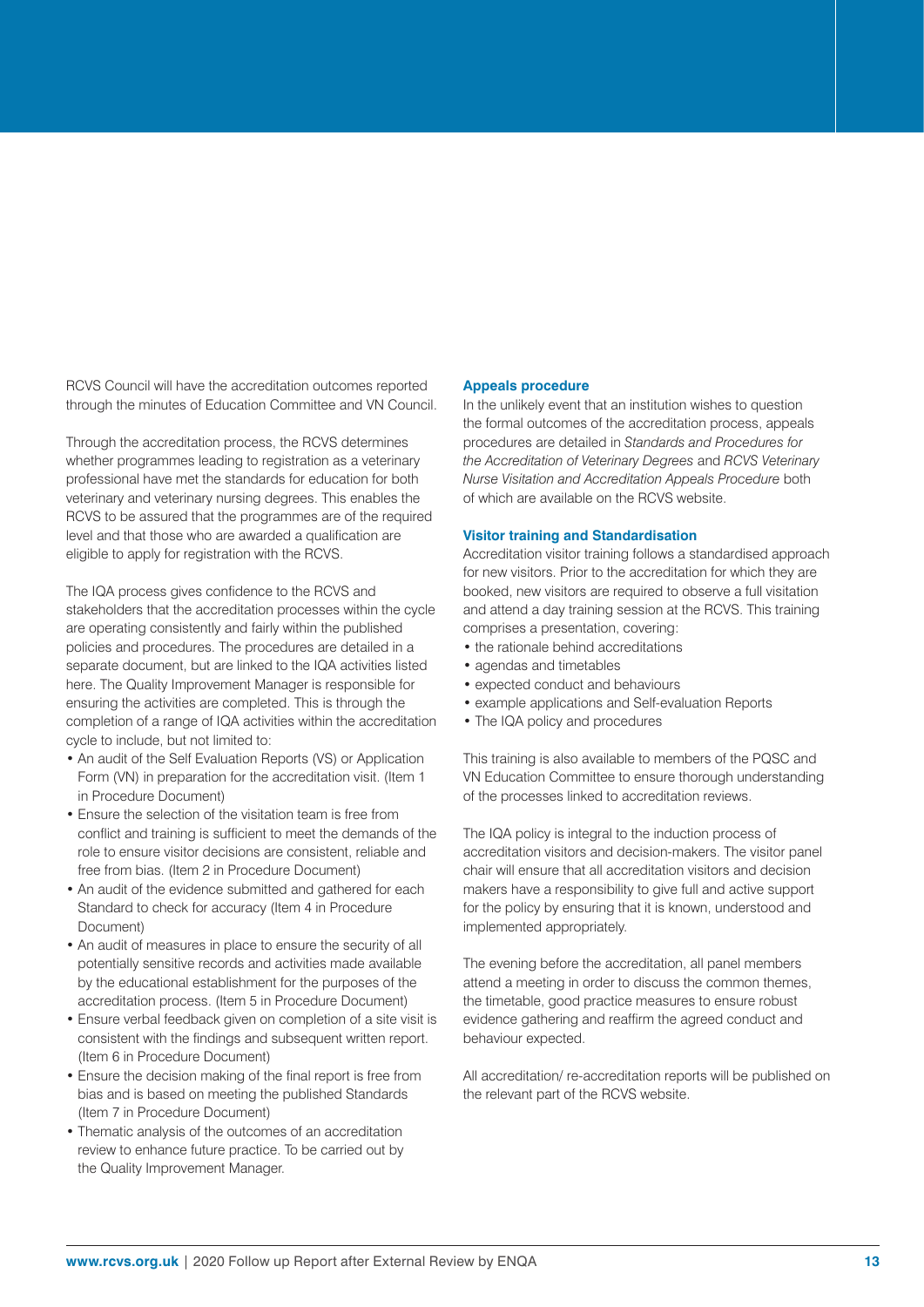RCVS Council will have the accreditation outcomes reported through the minutes of Education Committee and VN Council.

Through the accreditation process, the RCVS determines whether programmes leading to registration as a veterinary professional have met the standards for education for both veterinary and veterinary nursing degrees. This enables the RCVS to be assured that the programmes are of the required level and that those who are awarded a qualification are eligible to apply for registration with the RCVS.

The IQA process gives confidence to the RCVS and stakeholders that the accreditation processes within the cycle are operating consistently and fairly within the published policies and procedures. The procedures are detailed in a separate document, but are linked to the IQA activities listed here. The Quality Improvement Manager is responsible for ensuring the activities are completed. This is through the completion of a range of IQA activities within the accreditation cycle to include, but not limited to:

- An audit of the Self Evaluation Reports (VS) or Application Form (VN) in preparation for the accreditation visit. (Item 1 in Procedure Document)
- Ensure the selection of the visitation team is free from conflict and training is sufficient to meet the demands of the role to ensure visitor decisions are consistent, reliable and free from bias. (Item 2 in Procedure Document)
- An audit of the evidence submitted and gathered for each Standard to check for accuracy (Item 4 in Procedure Document)
- An audit of measures in place to ensure the security of all potentially sensitive records and activities made available by the educational establishment for the purposes of the accreditation process. (Item 5 in Procedure Document)
- Ensure verbal feedback given on completion of a site visit is consistent with the findings and subsequent written report. (Item 6 in Procedure Document)
- Ensure the decision making of the final report is free from bias and is based on meeting the published Standards (Item 7 in Procedure Document)
- Thematic analysis of the outcomes of an accreditation review to enhance future practice. To be carried out by the Quality Improvement Manager.

**Appeals procedure**

In the unlikely event that an institution wishes to question the formal outcomes of the accreditation process, appeals procedures are detailed in *Standards and Procedures for the Accreditation of Veterinary Degrees* and *RCVS Veterinary Nurse Visitation and Accreditation Appeals Procedure* both of which are available on the RCVS website.

**Visitor training and Standardisation**

Accreditation visitor training follows a standardised approach for new visitors. Prior to the accreditation for which they are booked, new visitors are required to observe a full visitation and attend a day training session at the RCVS. This training comprises a presentation, covering:

- the rationale behind accreditations
- agendas and timetables
- expected conduct and behaviours
- example applications and Self-evaluation Reports
- The IQA policy and procedures

This training is also available to members of the PQSC and VN Education Committee to ensure thorough understanding of the processes linked to accreditation reviews.

The IQA policy is integral to the induction process of accreditation visitors and decision-makers. The visitor panel chair will ensure that all accreditation visitors and decision makers have a responsibility to give full and active support for the policy by ensuring that it is known, understood and implemented appropriately.

The evening before the accreditation, all panel members attend a meeting in order to discuss the common themes, the timetable, good practice measures to ensure robust evidence gathering and reaffirm the agreed conduct and behaviour expected.

All accreditation/ re-accreditation reports will be published on the relevant part of the RCVS website.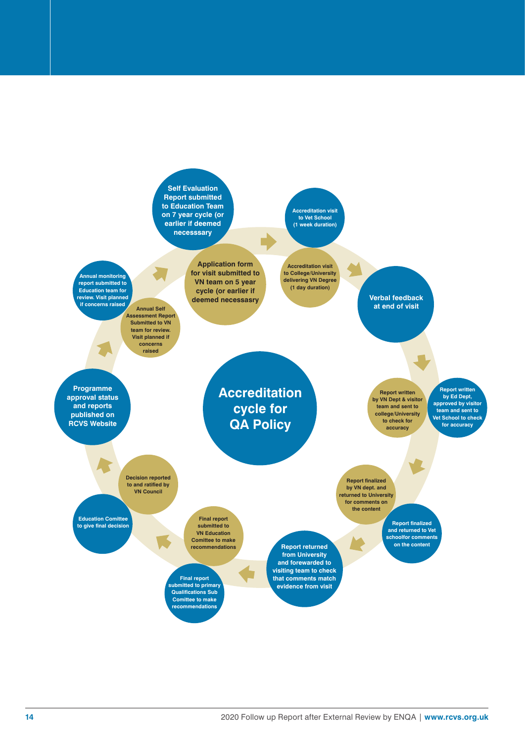# Accreditation cycle for QA Policy

**Vet School cycle (blue):**

1. Self Evaluation Report submitted to Education Team on 7 year cycle (or earlier if deemed necesssary
2. Accreditation visit to Vet School (1 week duration)
3. Verbal feedback at end of visit
4. Report written by Ed Dept, approved by visitor team and sent to Vet School to check for accuracy
5. Report finalized and returned to Vet schoolfor comments on the content
6. Report returned from University and forewarded to visiting team to check that comments match evidence from visit
7. Final report submitted to primary Qualifications Sub Comittee to make recommendations
8. Education Comittee to give final decision
9. Programme approval status and reports published on RCVS Website
10. Annual monitoring report submitted to Education team for review. Visit planned if concerns raised

**VN cycle (gold):**

1. Application form for visit submitted to VN team on 5 year cycle (or earlier if deemed necessary
2. Accreditation visit to College/University delivering VN Degree (1 day duration)
3. Report written by VN Dept & visitor team and sent to college/University to check for accuracy
4. Report finalized by VN dept. and returned to University for comments on the content
5. Final report submitted to VN Education Comittee to make recommendations
6. Decision reported to and ratified by VN Council
7. Annual Self Assessment Report Submitted to VN team for review. Visit planned if concerns raised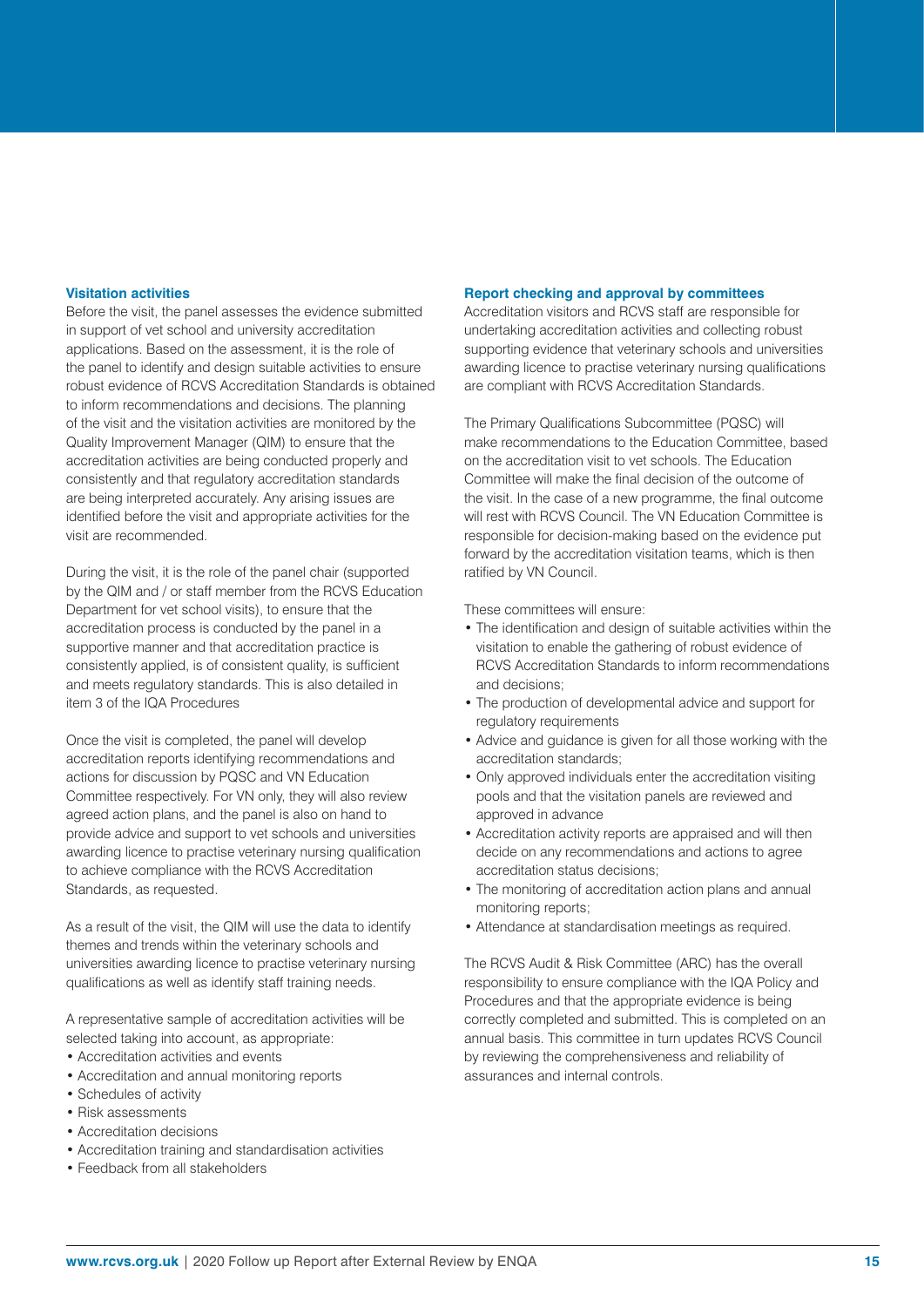### Visitation activities

Before the visit, the panel assesses the evidence submitted in support of vet school and university accreditation applications. Based on the assessment, it is the role of the panel to identify and design suitable activities to ensure robust evidence of RCVS Accreditation Standards is obtained to inform recommendations and decisions. The planning of the visit and the visitation activities are monitored by the Quality Improvement Manager (QIM) to ensure that the accreditation activities are being conducted properly and consistently and that regulatory accreditation standards are being interpreted accurately. Any arising issues are identified before the visit and appropriate activities for the visit are recommended.

During the visit, it is the role of the panel chair (supported by the QIM and / or staff member from the RCVS Education Department for vet school visits), to ensure that the accreditation process is conducted by the panel in a supportive manner and that accreditation practice is consistently applied, is of consistent quality, is sufficient and meets regulatory standards. This is also detailed in item 3 of the IQA Procedures

Once the visit is completed, the panel will develop accreditation reports identifying recommendations and actions for discussion by PQSC and VN Education Committee respectively. For VN only, they will also review agreed action plans, and the panel is also on hand to provide advice and support to vet schools and universities awarding licence to practise veterinary nursing qualification to achieve compliance with the RCVS Accreditation Standards, as requested.

As a result of the visit, the QIM will use the data to identify themes and trends within the veterinary schools and universities awarding licence to practise veterinary nursing qualifications as well as identify staff training needs.

A representative sample of accreditation activities will be selected taking into account, as appropriate:

- Accreditation activities and events
- Accreditation and annual monitoring reports
- Schedules of activity
- Risk assessments
- Accreditation decisions
- Accreditation training and standardisation activities
- Feedback from all stakeholders

### Report checking and approval by committees

Accreditation visitors and RCVS staff are responsible for undertaking accreditation activities and collecting robust supporting evidence that veterinary schools and universities awarding licence to practise veterinary nursing qualifications are compliant with RCVS Accreditation Standards.

The Primary Qualifications Subcommittee (PQSC) will make recommendations to the Education Committee, based on the accreditation visit to vet schools. The Education Committee will make the final decision of the outcome of the visit. In the case of a new programme, the final outcome will rest with RCVS Council. The VN Education Committee is responsible for decision-making based on the evidence put forward by the accreditation visitation teams, which is then ratified by VN Council.

These committees will ensure:

- The identification and design of suitable activities within the visitation to enable the gathering of robust evidence of RCVS Accreditation Standards to inform recommendations and decisions;
- The production of developmental advice and support for regulatory requirements
- Advice and guidance is given for all those working with the accreditation standards;
- Only approved individuals enter the accreditation visiting pools and that the visitation panels are reviewed and approved in advance
- Accreditation activity reports are appraised and will then decide on any recommendations and actions to agree accreditation status decisions;
- The monitoring of accreditation action plans and annual monitoring reports;
- Attendance at standardisation meetings as required.

The RCVS Audit & Risk Committee (ARC) has the overall responsibility to ensure compliance with the IQA Policy and Procedures and that the appropriate evidence is being correctly completed and submitted. This is completed on an annual basis. This committee in turn updates RCVS Council by reviewing the comprehensiveness and reliability of assurances and internal controls.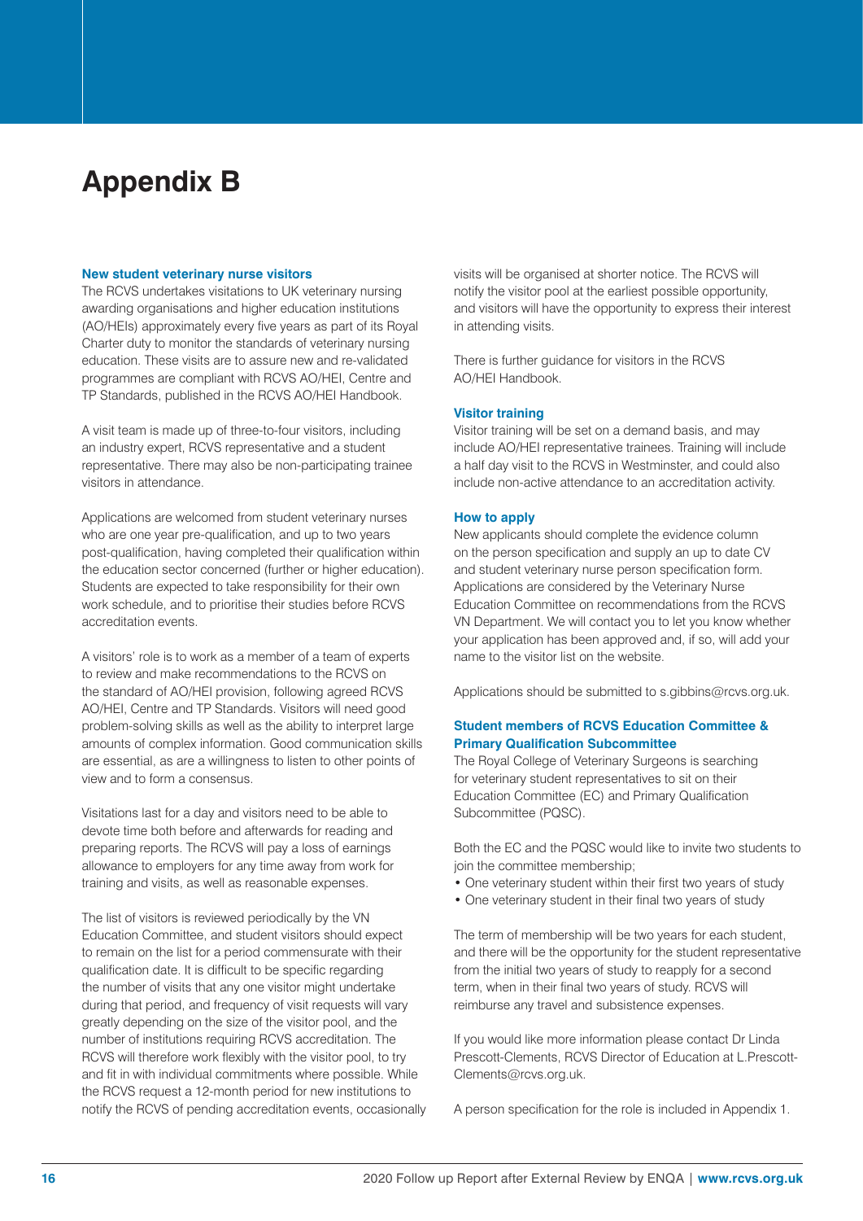# Appendix B

### New student veterinary nurse visitors

The RCVS undertakes visitations to UK veterinary nursing awarding organisations and higher education institutions (AO/HEIs) approximately every five years as part of its Royal Charter duty to monitor the standards of veterinary nursing education. These visits are to assure new and re-validated programmes are compliant with RCVS AO/HEI, Centre and TP Standards, published in the RCVS AO/HEI Handbook.

A visit team is made up of three-to-four visitors, including an industry expert, RCVS representative and a student representative. There may also be non-participating trainee visitors in attendance.

Applications are welcomed from student veterinary nurses who are one year pre-qualification, and up to two years post-qualification, having completed their qualification within the education sector concerned (further or higher education). Students are expected to take responsibility for their own work schedule, and to prioritise their studies before RCVS accreditation events.

A visitors' role is to work as a member of a team of experts to review and make recommendations to the RCVS on the standard of AO/HEI provision, following agreed RCVS AO/HEI, Centre and TP Standards. Visitors will need good problem-solving skills as well as the ability to interpret large amounts of complex information. Good communication skills are essential, as are a willingness to listen to other points of view and to form a consensus.

Visitations last for a day and visitors need to be able to devote time both before and afterwards for reading and preparing reports. The RCVS will pay a loss of earnings allowance to employers for any time away from work for training and visits, as well as reasonable expenses.

The list of visitors is reviewed periodically by the VN Education Committee, and student visitors should expect to remain on the list for a period commensurate with their qualification date. It is difficult to be specific regarding the number of visits that any one visitor might undertake during that period, and frequency of visit requests will vary greatly depending on the size of the visitor pool, and the number of institutions requiring RCVS accreditation. The RCVS will therefore work flexibly with the visitor pool, to try and fit in with individual commitments where possible. While the RCVS request a 12-month period for new institutions to notify the RCVS of pending accreditation events, occasionally visits will be organised at shorter notice. The RCVS will notify the visitor pool at the earliest possible opportunity, and visitors will have the opportunity to express their interest in attending visits.

There is further guidance for visitors in the RCVS AO/HEI Handbook.

### Visitor training

Visitor training will be set on a demand basis, and may include AO/HEI representative trainees. Training will include a half day visit to the RCVS in Westminster, and could also include non-active attendance to an accreditation activity.

### How to apply

New applicants should complete the evidence column on the person specification and supply an up to date CV and student veterinary nurse person specification form. Applications are considered by the Veterinary Nurse Education Committee on recommendations from the RCVS VN Department. We will contact you to let you know whether your application has been approved and, if so, will add your name to the visitor list on the website.

Applications should be submitted to s.gibbins@rcvs.org.uk.

### Student members of RCVS Education Committee & Primary Qualification Subcommittee

The Royal College of Veterinary Surgeons is searching for veterinary student representatives to sit on their Education Committee (EC) and Primary Qualification Subcommittee (PQSC).

Both the EC and the PQSC would like to invite two students to join the committee membership;

- One veterinary student within their first two years of study
- One veterinary student in their final two years of study

The term of membership will be two years for each student, and there will be the opportunity for the student representative from the initial two years of study to reapply for a second term, when in their final two years of study. RCVS will reimburse any travel and subsistence expenses.

If you would like more information please contact Dr Linda Prescott-Clements, RCVS Director of Education at L.Prescott-Clements@rcvs.org.uk.

A person specification for the role is included in Appendix 1.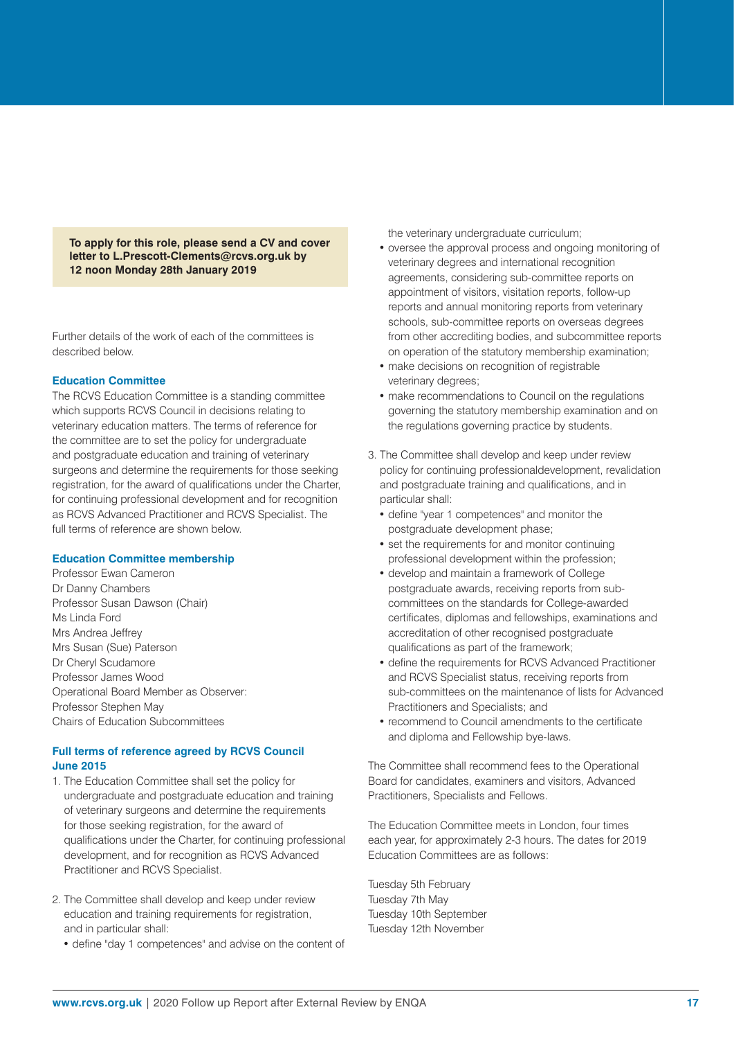**To apply for this role, please send a CV and cover letter to L.Prescott-Clements@rcvs.org.uk by 12 noon Monday 28th January 2019**

Further details of the work of each of the committees is described below.

### Education Committee

The RCVS Education Committee is a standing committee which supports RCVS Council in decisions relating to veterinary education matters. The terms of reference for the committee are to set the policy for undergraduate and postgraduate education and training of veterinary surgeons and determine the requirements for those seeking registration, for the award of qualifications under the Charter, for continuing professional development and for recognition as RCVS Advanced Practitioner and RCVS Specialist. The full terms of reference are shown below.

### Education Committee membership

Professor Ewan Cameron
Dr Danny Chambers
Professor Susan Dawson (Chair)
Ms Linda Ford
Mrs Andrea Jeffrey
Mrs Susan (Sue) Paterson
Dr Cheryl Scudamore
Professor James Wood
Operational Board Member as Observer:
Professor Stephen May
Chairs of Education Subcommittees

### Full terms of reference agreed by RCVS Council June 2015

1. The Education Committee shall set the policy for undergraduate and postgraduate education and training of veterinary surgeons and determine the requirements for those seeking registration, for the award of qualifications under the Charter, for continuing professional development, and for recognition as RCVS Advanced Practitioner and RCVS Specialist.

2. The Committee shall develop and keep under review education and training requirements for registration, and in particular shall:
   - define "day 1 competences" and advise on the content of the veterinary undergraduate curriculum;
   - oversee the approval process and ongoing monitoring of veterinary degrees and international recognition agreements, considering sub-committee reports on appointment of visitors, visitation reports, follow-up reports and annual monitoring reports from veterinary schools, sub-committee reports on overseas degrees from other accrediting bodies, and subcommittee reports on operation of the statutory membership examination;
   - make decisions on recognition of registrable veterinary degrees;
   - make recommendations to Council on the regulations governing the statutory membership examination and on the regulations governing practice by students.

3. The Committee shall develop and keep under review policy for continuing professionaldevelopment, revalidation and postgraduate training and qualifications, and in particular shall:
   - define "year 1 competences" and monitor the postgraduate development phase;
   - set the requirements for and monitor continuing professional development within the profession;
   - develop and maintain a framework of College postgraduate awards, receiving reports from sub-committees on the standards for College-awarded certificates, diplomas and fellowships, examinations and accreditation of other recognised postgraduate qualifications as part of the framework;
   - define the requirements for RCVS Advanced Practitioner and RCVS Specialist status, receiving reports from sub-committees on the maintenance of lists for Advanced Practitioners and Specialists; and
   - recommend to Council amendments to the certificate and diploma and Fellowship bye-laws.

The Committee shall recommend fees to the Operational Board for candidates, examiners and visitors, Advanced Practitioners, Specialists and Fellows.

The Education Committee meets in London, four times each year, for approximately 2-3 hours. The dates for 2019 Education Committees are as follows:

Tuesday 5th February
Tuesday 7th May
Tuesday 10th September
Tuesday 12th November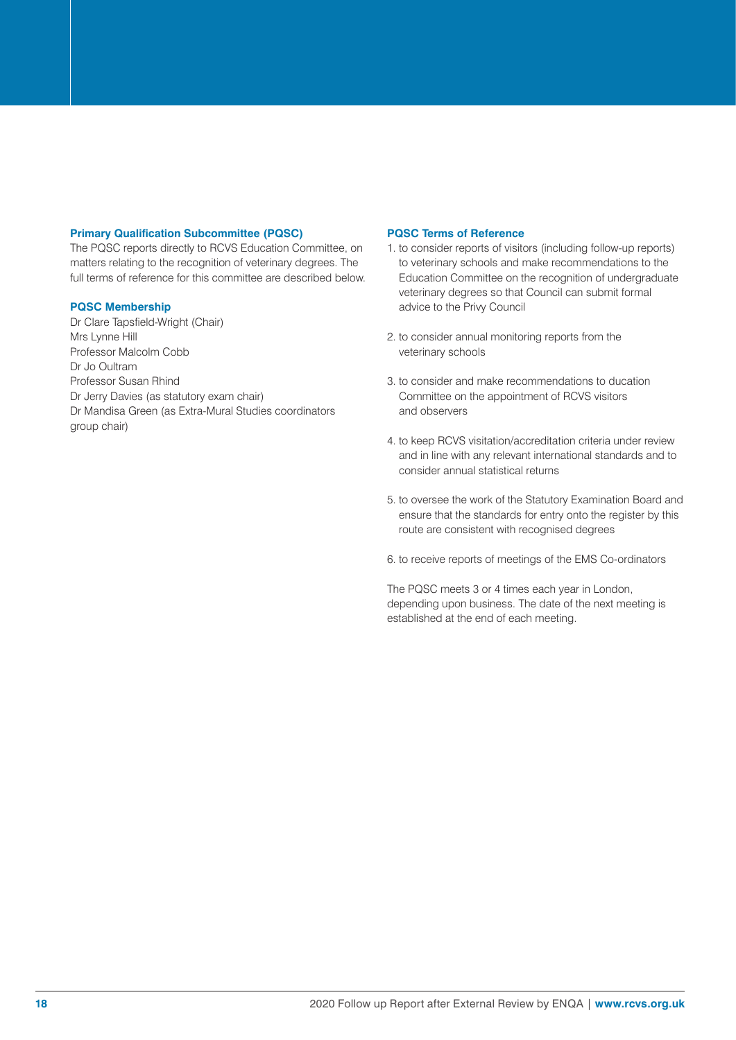### Primary Qualification Subcommittee (PQSC)

The PQSC reports directly to RCVS Education Committee, on matters relating to the recognition of veterinary degrees. The full terms of reference for this committee are described below.

### PQSC Membership

Dr Clare Tapsfield-Wright (Chair)
Mrs Lynne Hill
Professor Malcolm Cobb
Dr Jo Oultram
Professor Susan Rhind
Dr Jerry Davies (as statutory exam chair)
Dr Mandisa Green (as Extra-Mural Studies coordinators group chair)

### PQSC Terms of Reference

1. to consider reports of visitors (including follow-up reports) to veterinary schools and make recommendations to the Education Committee on the recognition of undergraduate veterinary degrees so that Council can submit formal advice to the Privy Council

2. to consider annual monitoring reports from the veterinary schools

3. to consider and make recommendations to ducation Committee on the appointment of RCVS visitors and observers

4. to keep RCVS visitation/accreditation criteria under review and in line with any relevant international standards and to consider annual statistical returns

5. to oversee the work of the Statutory Examination Board and ensure that the standards for entry onto the register by this route are consistent with recognised degrees

6. to receive reports of meetings of the EMS Co-ordinators

The PQSC meets 3 or 4 times each year in London, depending upon business. The date of the next meeting is established at the end of each meeting.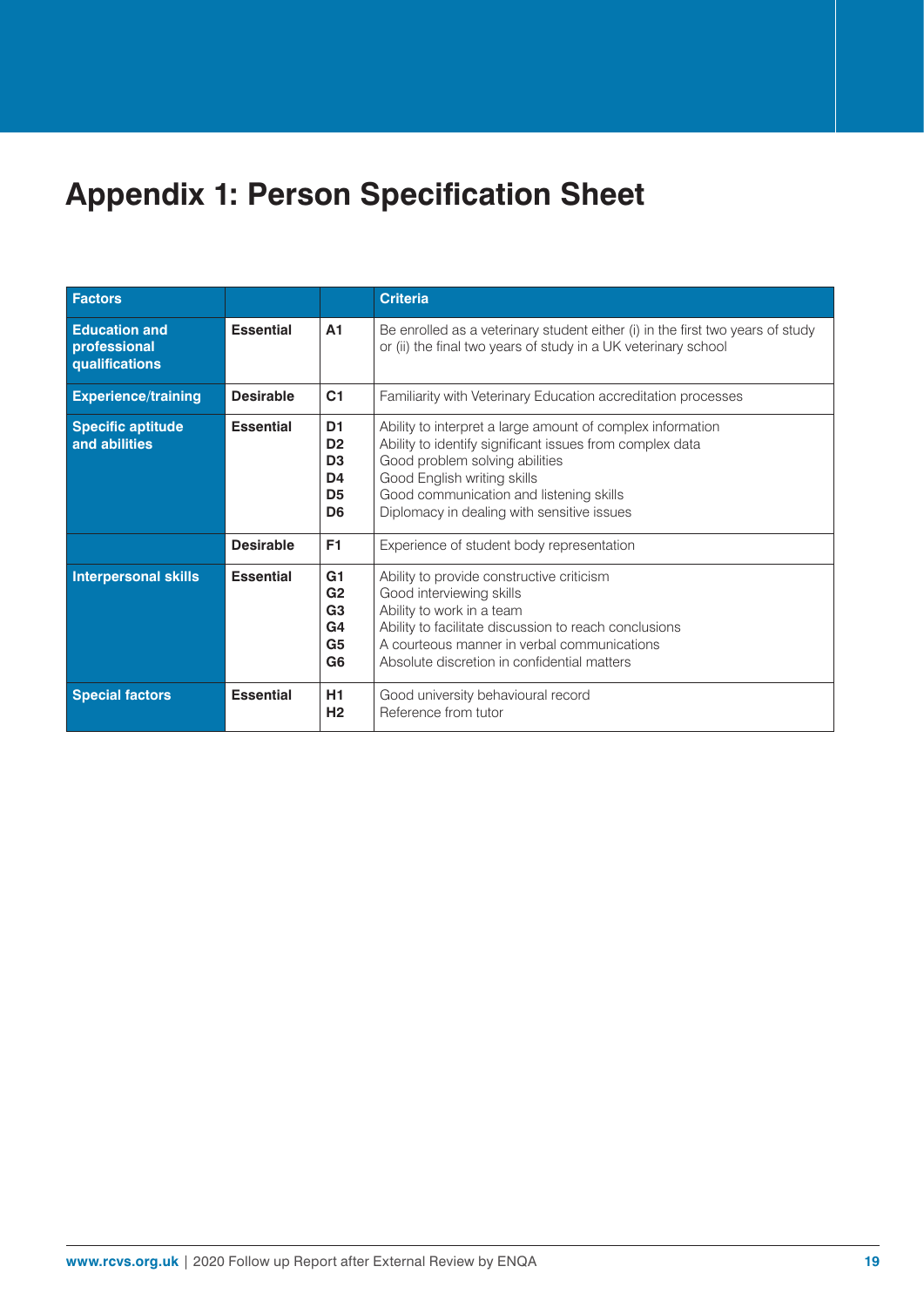# Appendix 1: Person Specification Sheet

| Factors | | | Criteria |
|---|---|---|---|
| **Education and professional qualifications** | **Essential** | **A1** | Be enrolled as a veterinary student either (i) in the first two years of study or (ii) the final two years of study in a UK veterinary school |
| **Experience/training** | **Desirable** | **C1** | Familiarity with Veterinary Education accreditation processes |
| **Specific aptitude and abilities** | **Essential** | **D1**<br>**D2**<br>**D3**<br>**D4**<br>**D5**<br>**D6** | Ability to interpret a large amount of complex information<br>Ability to identify significant issues from complex data<br>Good problem solving abilities<br>Good English writing skills<br>Good communication and listening skills<br>Diplomacy in dealing with sensitive issues |
| | **Desirable** | **F1** | Experience of student body representation |
| **Interpersonal skills** | **Essential** | **G1**<br>**G2**<br>**G3**<br>**G4**<br>**G5**<br>**G6** | Ability to provide constructive criticism<br>Good interviewing skills<br>Ability to work in a team<br>Ability to facilitate discussion to reach conclusions<br>A courteous manner in verbal communications<br>Absolute discretion in confidential matters |
| **Special factors** | **Essential** | **H1**<br>**H2** | Good university behavioural record<br>Reference from tutor |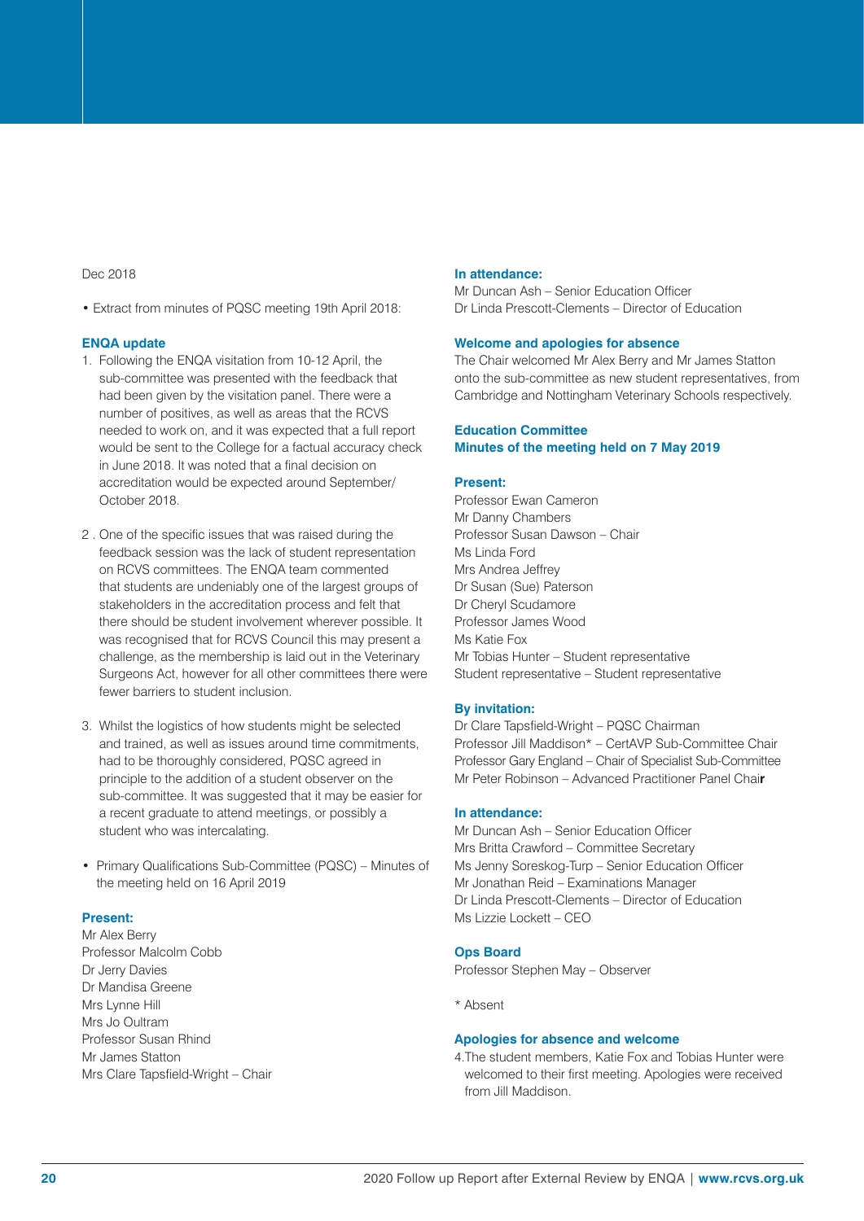Dec 2018

- Extract from minutes of PQSC meeting 19th April 2018:

**ENQA update**

1. Following the ENQA visitation from 10-12 April, the sub-committee was presented with the feedback that had been given by the visitation panel. There were a number of positives, as well as areas that the RCVS needed to work on, and it was expected that a full report would be sent to the College for a factual accuracy check in June 2018. It was noted that a final decision on accreditation would be expected around September/ October 2018.

2. One of the specific issues that was raised during the feedback session was the lack of student representation on RCVS committees. The ENQA team commented that students are undeniably one of the largest groups of stakeholders in the accreditation process and felt that there should be student involvement wherever possible. It was recognised that for RCVS Council this may present a challenge, as the membership is laid out in the Veterinary Surgeons Act, however for all other committees there were fewer barriers to student inclusion.

3. Whilst the logistics of how students might be selected and trained, as well as issues around time commitments, had to be thoroughly considered, PQSC agreed in principle to the addition of a student observer on the sub-committee. It was suggested that it may be easier for a recent graduate to attend meetings, or possibly a student who was intercalating.

- Primary Qualifications Sub-Committee (PQSC) – Minutes of the meeting held on 16 April 2019

**Present:**
Mr Alex Berry
Professor Malcolm Cobb
Dr Jerry Davies
Dr Mandisa Greene
Mrs Lynne Hill
Mrs Jo Oultram
Professor Susan Rhind
Mr James Statton
Mrs Clare Tapsfield-Wright – Chair

**In attendance:**
Mr Duncan Ash – Senior Education Officer
Dr Linda Prescott-Clements – Director of Education

**Welcome and apologies for absence**
The Chair welcomed Mr Alex Berry and Mr James Statton onto the sub-committee as new student representatives, from Cambridge and Nottingham Veterinary Schools respectively.

**Education Committee**
**Minutes of the meeting held on 7 May 2019**

**Present:**
Professor Ewan Cameron
Mr Danny Chambers
Professor Susan Dawson – Chair
Ms Linda Ford
Mrs Andrea Jeffrey
Dr Susan (Sue) Paterson
Dr Cheryl Scudamore
Professor James Wood
Ms Katie Fox
Mr Tobias Hunter – Student representative
Student representative – Student representative

**By invitation:**
Dr Clare Tapsfield-Wright – PQSC Chairman
Professor Jill Maddison* – CertAVP Sub-Committee Chair
Professor Gary England – Chair of Specialist Sub-Committee
Mr Peter Robinson – Advanced Practitioner Panel Chair

**In attendance:**
Mr Duncan Ash – Senior Education Officer
Mrs Britta Crawford – Committee Secretary
Ms Jenny Soreskog-Turp – Senior Education Officer
Mr Jonathan Reid – Examinations Manager
Dr Linda Prescott-Clements – Director of Education
Ms Lizzie Lockett – CEO

**Ops Board**
Professor Stephen May – Observer

\* Absent

**Apologies for absence and welcome**

4.The student members, Katie Fox and Tobias Hunter were welcomed to their first meeting. Apologies were received from Jill Maddison.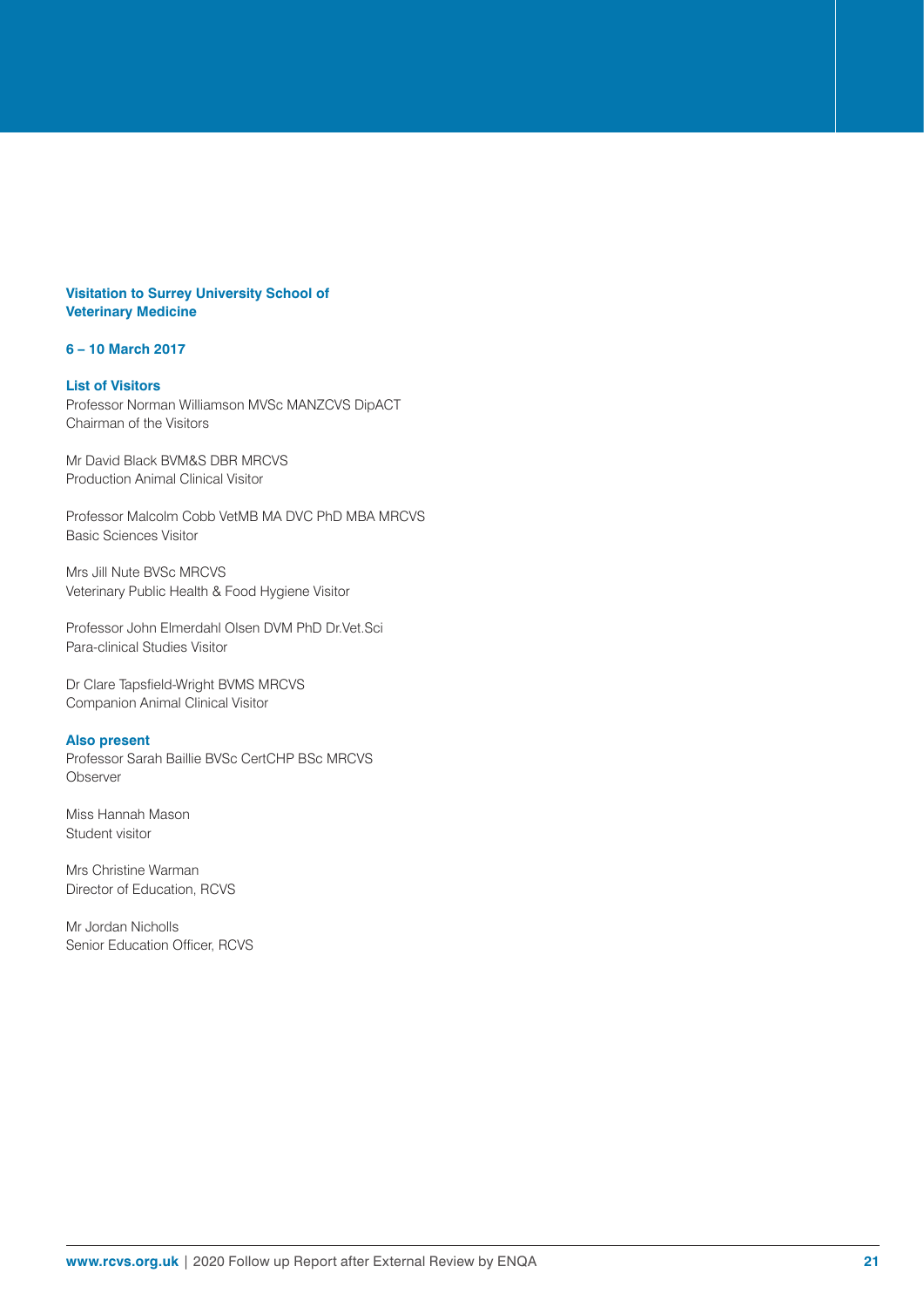**Visitation to Surrey University School of Veterinary Medicine**

**6 – 10 March 2017**

**List of Visitors**

Professor Norman Williamson MVSc MANZCVS DipACT
Chairman of the Visitors

Mr David Black BVM&S DBR MRCVS
Production Animal Clinical Visitor

Professor Malcolm Cobb VetMB MA DVC PhD MBA MRCVS
Basic Sciences Visitor

Mrs Jill Nute BVSc MRCVS
Veterinary Public Health & Food Hygiene Visitor

Professor John Elmerdahl Olsen DVM PhD Dr.Vet.Sci
Para-clinical Studies Visitor

Dr Clare Tapsfield-Wright BVMS MRCVS
Companion Animal Clinical Visitor

**Also present**

Professor Sarah Baillie BVSc CertCHP BSc MRCVS
Observer

Miss Hannah Mason
Student visitor

Mrs Christine Warman
Director of Education, RCVS

Mr Jordan Nicholls
Senior Education Officer, RCVS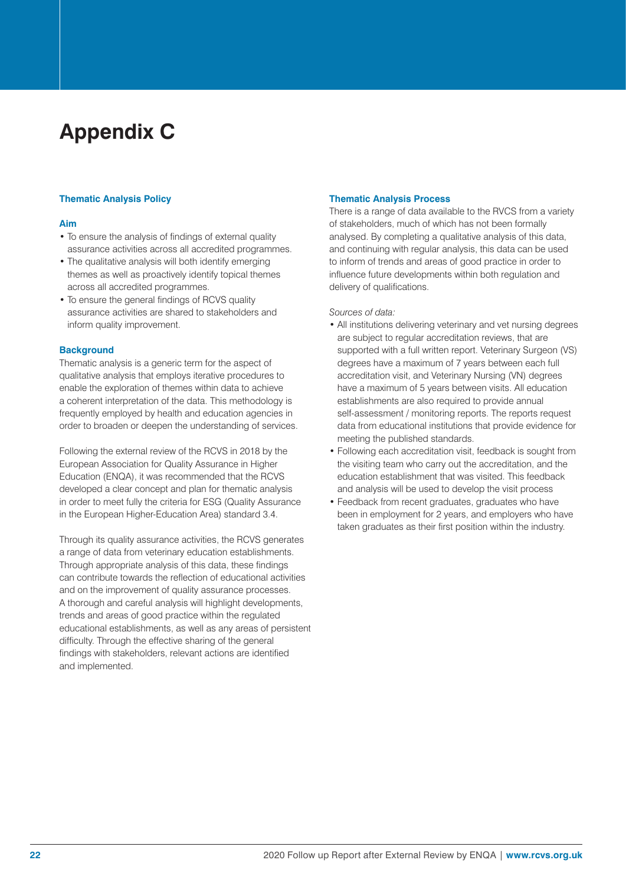# Appendix C

### Thematic Analysis Policy

#### Aim

- To ensure the analysis of findings of external quality assurance activities across all accredited programmes.
- The qualitative analysis will both identify emerging themes as well as proactively identify topical themes across all accredited programmes.
- To ensure the general findings of RCVS quality assurance activities are shared to stakeholders and inform quality improvement.

#### Background

Thematic analysis is a generic term for the aspect of qualitative analysis that employs iterative procedures to enable the exploration of themes within data to achieve a coherent interpretation of the data. This methodology is frequently employed by health and education agencies in order to broaden or deepen the understanding of services.

Following the external review of the RCVS in 2018 by the European Association for Quality Assurance in Higher Education (ENQA), it was recommended that the RCVS developed a clear concept and plan for thematic analysis in order to meet fully the criteria for ESG (Quality Assurance in the European Higher-Education Area) standard 3.4.

Through its quality assurance activities, the RCVS generates a range of data from veterinary education establishments. Through appropriate analysis of this data, these findings can contribute towards the reflection of educational activities and on the improvement of quality assurance processes. A thorough and careful analysis will highlight developments, trends and areas of good practice within the regulated educational establishments, as well as any areas of persistent difficulty. Through the effective sharing of the general findings with stakeholders, relevant actions are identified and implemented.

### Thematic Analysis Process

There is a range of data available to the RVCS from a variety of stakeholders, much of which has not been formally analysed. By completing a qualitative analysis of this data, and continuing with regular analysis, this data can be used to inform of trends and areas of good practice in order to influence future developments within both regulation and delivery of qualifications.

*Sources of data:*

- All institutions delivering veterinary and vet nursing degrees are subject to regular accreditation reviews, that are supported with a full written report. Veterinary Surgeon (VS) degrees have a maximum of 7 years between each full accreditation visit, and Veterinary Nursing (VN) degrees have a maximum of 5 years between visits. All education establishments are also required to provide annual self-assessment / monitoring reports. The reports request data from educational institutions that provide evidence for meeting the published standards.
- Following each accreditation visit, feedback is sought from the visiting team who carry out the accreditation, and the education establishment that was visited. This feedback and analysis will be used to develop the visit process
- Feedback from recent graduates, graduates who have been in employment for 2 years, and employers who have taken graduates as their first position within the industry.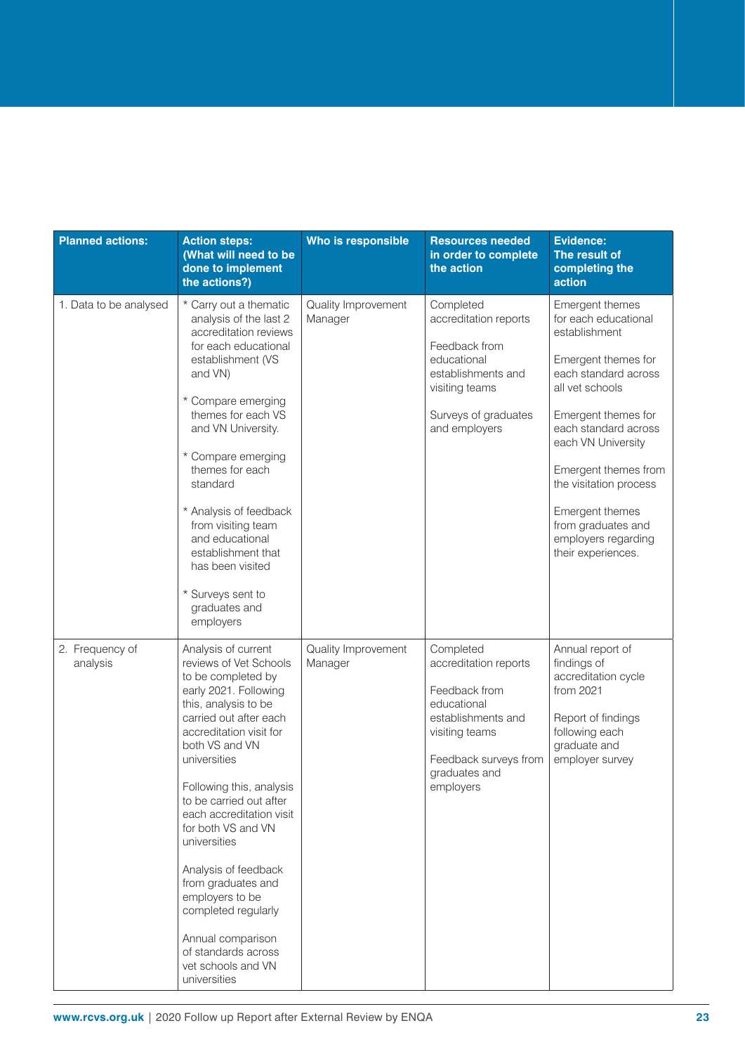| Planned actions: | Action steps: (What will need to be done to implement the actions?) | Who is responsible | Resources needed in order to complete the action | Evidence: The result of completing the action |
|---|---|---|---|---|
| 1. Data to be analysed | * Carry out a thematic analysis of the last 2 accreditation reviews for each educational establishment (VS and VN)<br><br>* Compare emerging themes for each VS and VN University.<br><br>* Compare emerging themes for each standard<br><br>* Analysis of feedback from visiting team and educational establishment that has been visited<br><br>* Surveys sent to graduates and employers | Quality Improvement Manager | Completed accreditation reports<br><br>Feedback from educational establishments and visiting teams<br><br>Surveys of graduates and employers | Emergent themes for each educational establishment<br><br>Emergent themes for each standard across all vet schools<br><br>Emergent themes for each standard across each VN University<br><br>Emergent themes from the visitation process<br><br>Emergent themes from graduates and employers regarding their experiences. |
| 2. Frequency of analysis | Analysis of current reviews of Vet Schools to be completed by early 2021. Following this, analysis to be carried out after each accreditation visit for both VS and VN universities<br><br>Following this, analysis to be carried out after each accreditation visit for both VS and VN universities<br><br>Analysis of feedback from graduates and employers to be completed regularly<br><br>Annual comparison of standards across vet schools and VN universities | Quality Improvement Manager | Completed accreditation reports<br><br>Feedback from educational establishments and visiting teams<br><br>Feedback surveys from graduates and employers | Annual report of findings of accreditation cycle from 2021<br><br>Report of findings following each graduate and employer survey |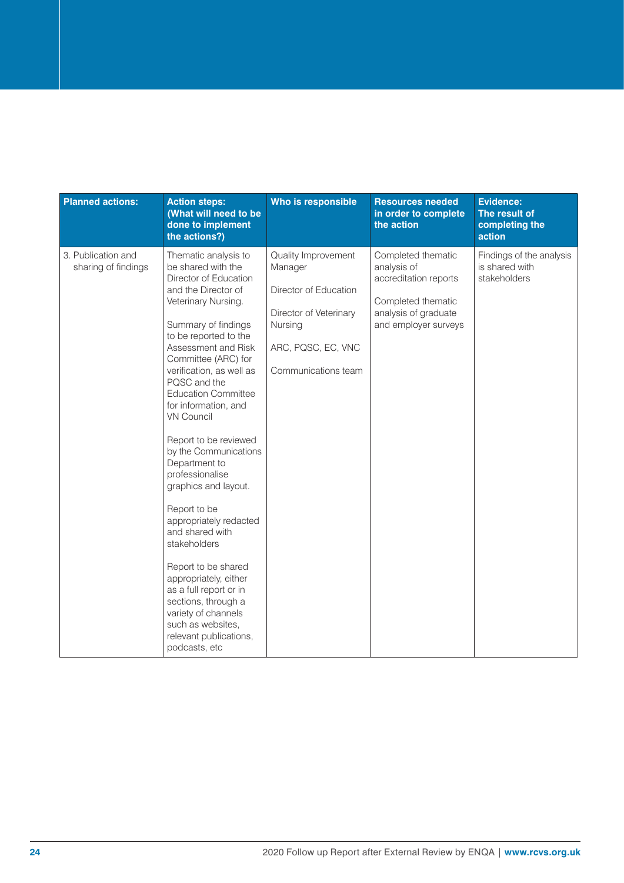| Planned actions: | Action steps: (What will need to be done to implement the actions?) | Who is responsible | Resources needed in order to complete the action | Evidence: The result of completing the action |
|---|---|---|---|---|
| 3. Publication and sharing of findings | Thematic analysis to be shared with the Director of Education and the Director of Veterinary Nursing.<br><br>Summary of findings to be reported to the Assessment and Risk Committee (ARC) for verification, as well as PQSC and the Education Committee for information, and VN Council<br><br>Report to be reviewed by the Communications Department to professionalise graphics and layout.<br><br>Report to be appropriately redacted and shared with stakeholders<br><br>Report to be shared appropriately, either as a full report or in sections, through a variety of channels such as websites, relevant publications, podcasts, etc | Quality Improvement Manager<br><br>Director of Education<br><br>Director of Veterinary Nursing<br><br>ARC, PQSC, EC, VNC<br><br>Communications team | Completed thematic analysis of accreditation reports<br><br>Completed thematic analysis of graduate and employer surveys | Findings of the analysis is shared with stakeholders |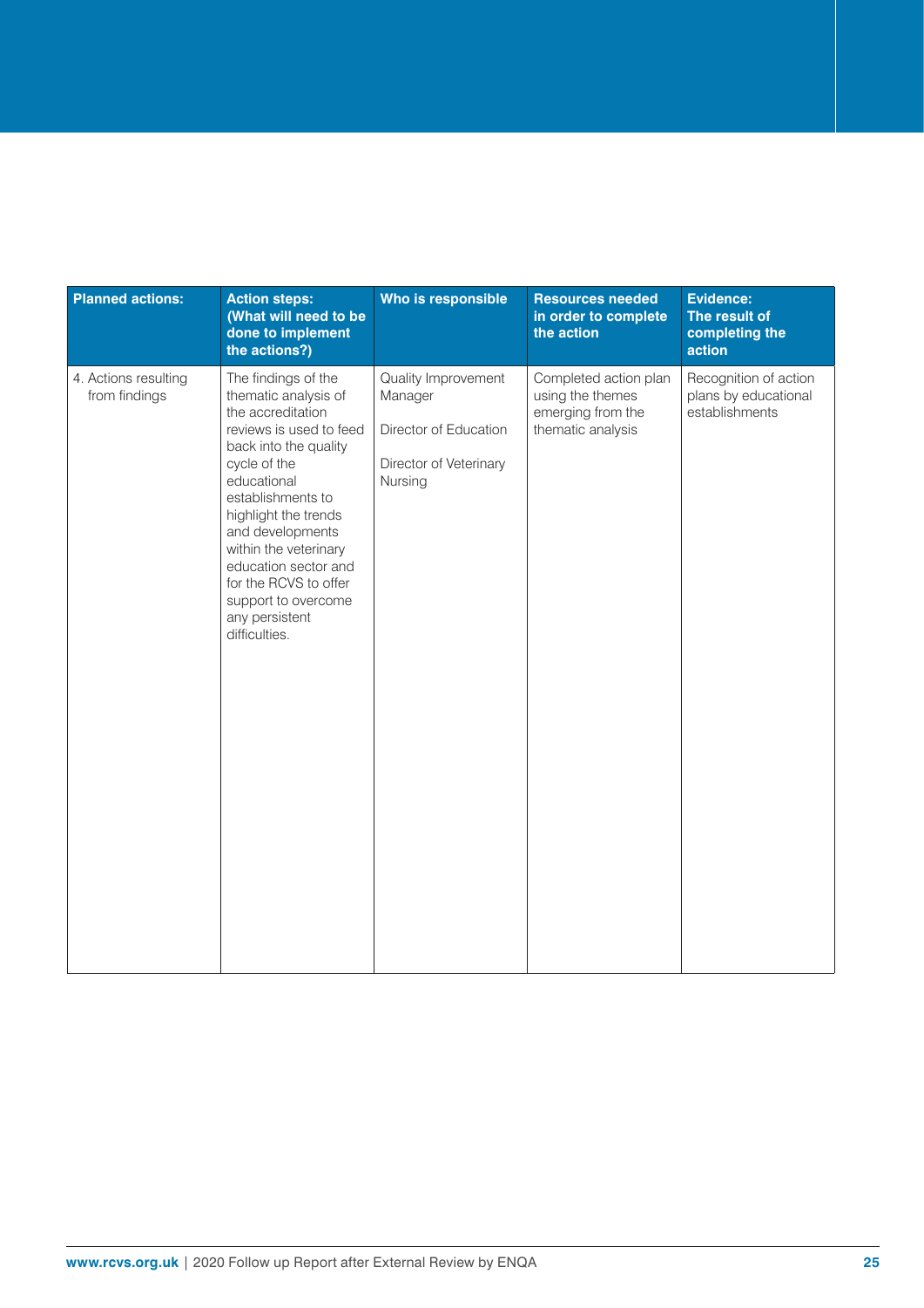| Planned actions: | Action steps: (What will need to be done to implement the actions?) | Who is responsible | Resources needed in order to complete the action | Evidence: The result of completing the action |
|---|---|---|---|---|
| 4. Actions resulting from findings | The findings of the thematic analysis of the accreditation reviews is used to feed back into the quality cycle of the educational establishments to highlight the trends and developments within the veterinary education sector and for the RCVS to offer support to overcome any persistent difficulties. | Quality Improvement Manager<br><br>Director of Education<br><br>Director of Veterinary Nursing | Completed action plan using the themes emerging from the thematic analysis | Recognition of action plans by educational establishments |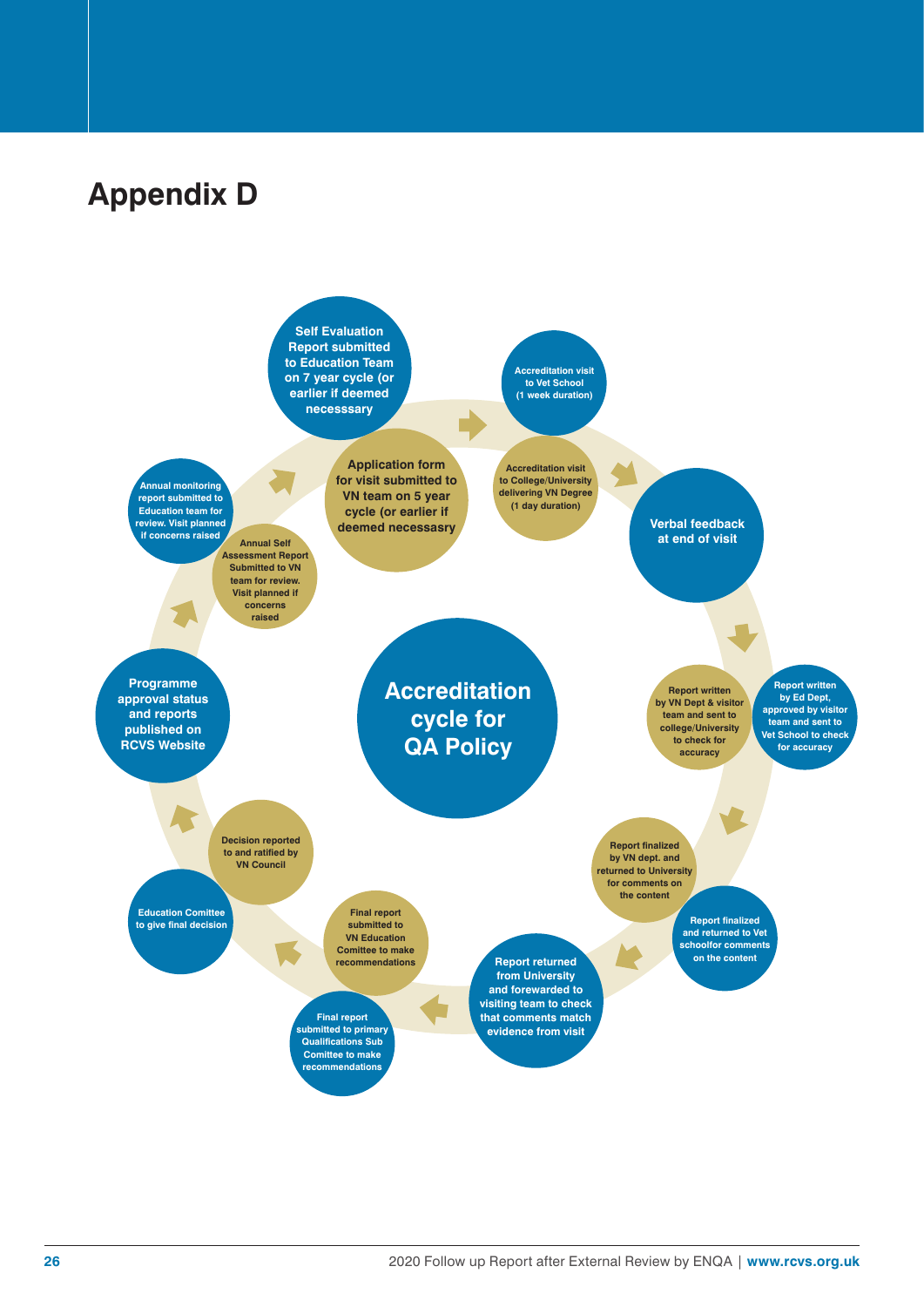# Appendix D

**Accreditation cycle for QA Policy**

- Self Evaluation Report submitted to Education Team on 7 year cycle (or earlier if deemed necesssary
- Application form for visit submitted to VN team on 5 year cycle (or earlier if deemed necessary
- Accreditation visit to Vet School (1 week duration)
- Accreditation visit to College/University delivering VN Degree (1 day duration)
- Verbal feedback at end of visit
- Report written by Ed Dept, approved by visitor team and sent to Vet School to check for accuracy
- Report written by VN Dept & visitor team and sent to college/University to check for accuracy
- Report finalized and returned to Vet schoolfor comments on the content
- Report finalized by VN dept. and returned to University for comments on the content
- Report returned from University and forewarded to visiting team to check that comments match evidence from visit
- Final report submitted to primary Qualifications Sub Comittee to make recommendations
- Final report submitted to VN Education Comittee to make recommendations
- Education Comittee to give final decision
- Decision reported to and ratified by VN Council
- Programme approval status and reports published on RCVS Website
- Annual monitoring report submitted to Education team for review. Visit planned if concerns raised
- Annual Self Assessment Report Submitted to VN team for review. Visit planned if concerns raised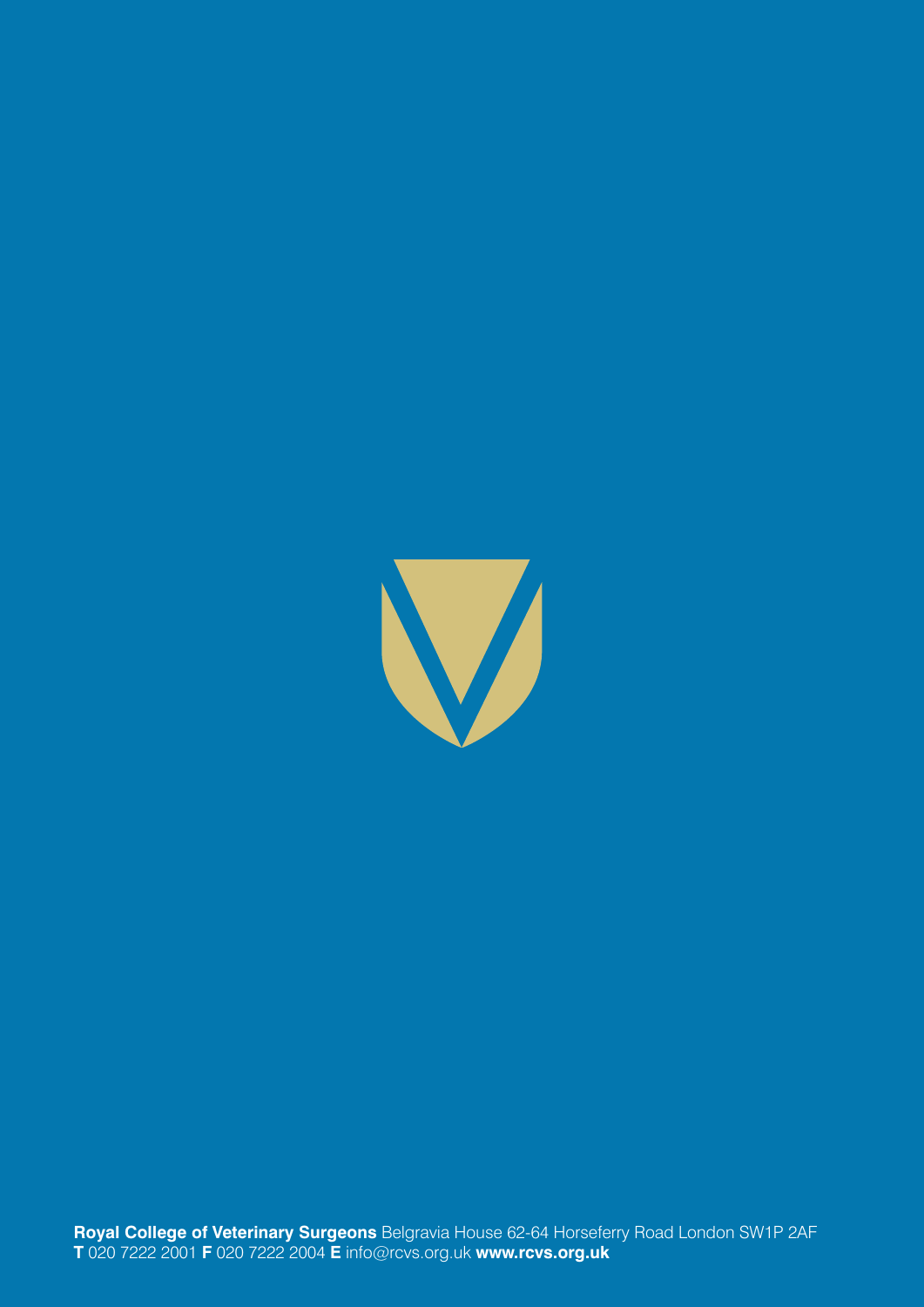**Royal College of Veterinary Surgeons** Belgravia House 62-64 Horseferry Road London SW1P 2AF
**T** 020 7222 2001 **F** 020 7222 2004 **E** info@rcvs.org.uk **www.rcvs.org.uk**